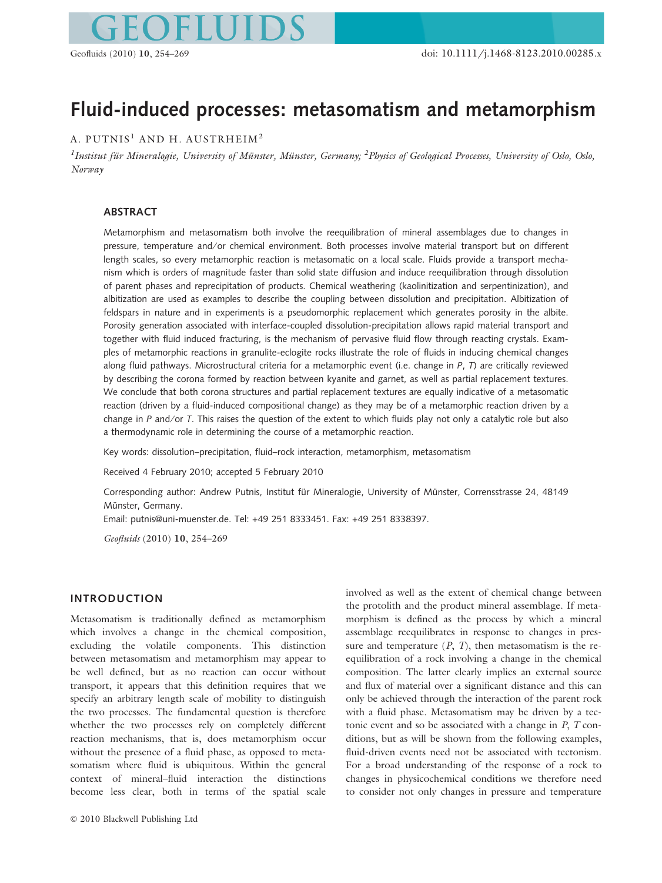# Fluid-induced processes: metasomatism and metamorphism

A. PUTNIS[1] AND H. AUSTRHEIM[2]

[1]*Institut für Mineralogie, University of Münster, Münster, Germany;* [2]*Physics of Geological Processes, University of Oslo, Oslo, Norway*

## ABSTRACT

Metamorphism and metasomatism both involve the reequilibration of mineral assemblages due to changes in pressure, temperature and/or chemical environment. Both processes involve material transport but on different length scales, so every metamorphic reaction is metasomatic on a local scale. Fluids provide a transport mechanism which is orders of magnitude faster than solid state diffusion and induce reequilibration through dissolution of parent phases and reprecipitation of products. Chemical weathering (kaolinitization and serpentinization), and albitization are used as examples to describe the coupling between dissolution and precipitation. Albitization of feldspars in nature and in experiments is a pseudomorphic replacement which generates porosity in the albite. Porosity generation associated with interface-coupled dissolution-precipitation allows rapid material transport and together with fluid induced fracturing, is the mechanism of pervasive fluid flow through reacting crystals. Examples of metamorphic reactions in granulite-eclogite rocks illustrate the role of fluids in inducing chemical changes along fluid pathways. Microstructural criteria for a metamorphic event (i.e. change in *P*, *T*) are critically reviewed by describing the corona formed by reaction between kyanite and garnet, as well as partial replacement textures. We conclude that both corona structures and partial replacement textures are equally indicative of a metasomatic reaction (driven by a fluid-induced compositional change) as they may be of a metamorphic reaction driven by a change in *P* and/or *T*. This raises the question of the extent to which fluids play not only a catalytic role but also a thermodynamic role in determining the course of a metamorphic reaction.

Key words: dissolution–precipitation, fluid–rock interaction, metamorphism, metasomatism

Received 4 February 2010; accepted 5 February 2010

Corresponding author: Andrew Putnis, Institut für Mineralogie, University of Münster, Corrensstrasse 24, 48149 Münster, Germany.
Email: putnis@uni-muenster.de. Tel: +49 251 8333451. Fax: +49 251 8338397.

## INTRODUCTION

Metasomatism is traditionally defined as metamorphism which involves a change in the chemical composition, excluding the volatile components. This distinction between metasomatism and metamorphism may appear to be well defined, but as no reaction can occur without transport, it appears that this definition requires that we specify an arbitrary length scale of mobility to distinguish the two processes. The fundamental question is therefore whether the two processes rely on completely different reaction mechanisms, that is, does metamorphism occur without the presence of a fluid phase, as opposed to metasomatism where fluid is ubiquitous. Within the general context of mineral–fluid interaction the distinctions become less clear, both in terms of the spatial scale involved as well as the extent of chemical change between the protolith and the product mineral assemblage. If metamorphism is defined as the process by which a mineral assemblage reequilibrates in response to changes in pressure and temperature (*P*, *T*), then metasomatism is the reequilibration of a rock involving a change in the chemical composition. The latter clearly implies an external source and flux of material over a significant distance and this can only be achieved through the interaction of the parent rock with a fluid phase. Metasomatism may be driven by a tectonic event and so be associated with a change in *P*, *T* conditions, but as will be shown from the following examples, fluid-driven events need not be associated with tectonism. For a broad understanding of the response of a rock to changes in physicochemical conditions we therefore need to consider not only changes in pressure and temperature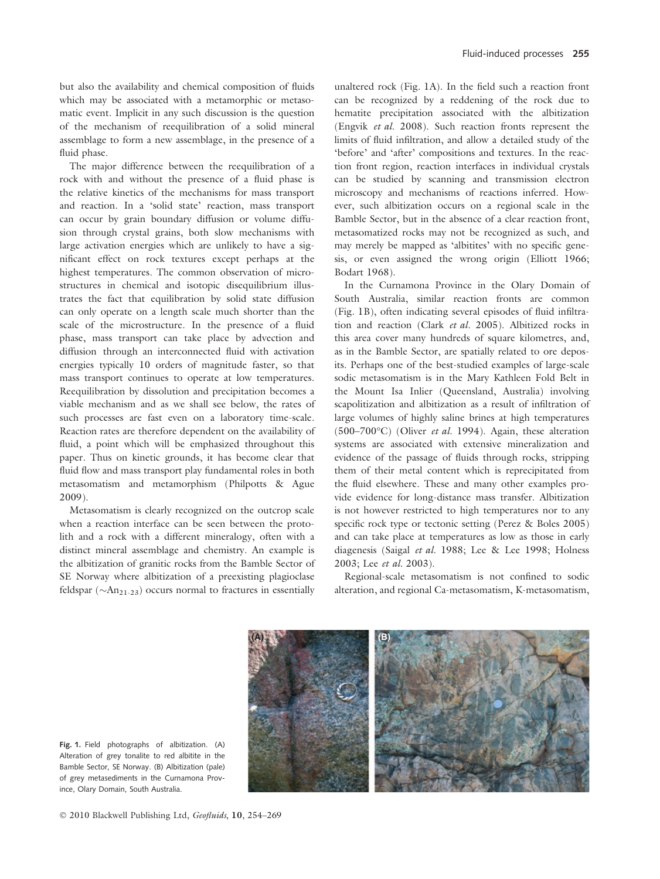but also the availability and chemical composition of fluids which may be associated with a metamorphic or metasomatic event. Implicit in any such discussion is the question of the mechanism of reequilibration of a solid mineral assemblage to form a new assemblage, in the presence of a fluid phase.

The major difference between the reequilibration of a rock with and without the presence of a fluid phase is the relative kinetics of the mechanisms for mass transport and reaction. In a 'solid state' reaction, mass transport can occur by grain boundary diffusion or volume diffusion through crystal grains, both slow mechanisms with large activation energies which are unlikely to have a significant effect on rock textures except perhaps at the highest temperatures. The common observation of microstructures in chemical and isotopic disequilibrium illustrates the fact that equilibration by solid state diffusion can only operate on a length scale much shorter than the scale of the microstructure. In the presence of a fluid phase, mass transport can take place by advection and diffusion through an interconnected fluid with activation energies typically 10 orders of magnitude faster, so that mass transport continues to operate at low temperatures. Reequilibration by dissolution and precipitation becomes a viable mechanism and as we shall see below, the rates of such processes are fast even on a laboratory time-scale. Reaction rates are therefore dependent on the availability of fluid, a point which will be emphasized throughout this paper. Thus on kinetic grounds, it has become clear that fluid flow and mass transport play fundamental roles in both metasomatism and metamorphism (Philpotts & Ague 2009).

Metasomatism is clearly recognized on the outcrop scale when a reaction interface can be seen between the protolith and a rock with a different mineralogy, often with a distinct mineral assemblage and chemistry. An example is the albitization of granitic rocks from the Bamble Sector of SE Norway where albitization of a preexisting plagioclase feldspar ($\sim An_{21\text{-}23}$) occurs normal to fractures in essentially unaltered rock (Fig. 1A). In the field such a reaction front can be recognized by a reddening of the rock due to hematite precipitation associated with the albitization (Engvik *et al.* 2008). Such reaction fronts represent the limits of fluid infiltration, and allow a detailed study of the 'before' and 'after' compositions and textures. In the reaction front region, reaction interfaces in individual crystals can be studied by scanning and transmission electron microscopy and mechanisms of reactions inferred. However, such albitization occurs on a regional scale in the Bamble Sector, but in the absence of a clear reaction front, metasomatized rocks may not be recognized as such, and may merely be mapped as 'albitites' with no specific genesis, or even assigned the wrong origin (Elliott 1966; Bodart 1968).

In the Curnamona Province in the Olary Domain of South Australia, similar reaction fronts are common (Fig. 1B), often indicating several episodes of fluid infiltration and reaction (Clark *et al.* 2005). Albitized rocks in this area cover many hundreds of square kilometres, and, as in the Bamble Sector, are spatially related to ore deposits. Perhaps one of the best-studied examples of large-scale sodic metasomatism is in the Mary Kathleen Fold Belt in the Mount Isa Inlier (Queensland, Australia) involving scapolitization and albitization as a result of infiltration of large volumes of highly saline brines at high temperatures (500–700°C) (Oliver *et al.* 1994). Again, these alteration systems are associated with extensive mineralization and evidence of the passage of fluids through rocks, stripping them of their metal content which is reprecipitated from the fluid elsewhere. These and many other examples provide evidence for long-distance mass transfer. Albitization is not however restricted to high temperatures nor to any specific rock type or tectonic setting (Perez & Boles 2005) and can take place at temperatures as low as those in early diagenesis (Saigal *et al.* 1988; Lee & Lee 1998; Holness 2003; Lee *et al.* 2003).

Regional-scale metasomatism is not confined to sodic alteration, and regional Ca-metasomatism, K-metasomatism,

**Fig. 1.** Field photographs of albitization. (A) Alteration of grey tonalite to red albitite in the Bamble Sector, SE Norway. (B) Albitization (pale) of grey metasediments in the Curnamona Province, Olary Domain, South Australia.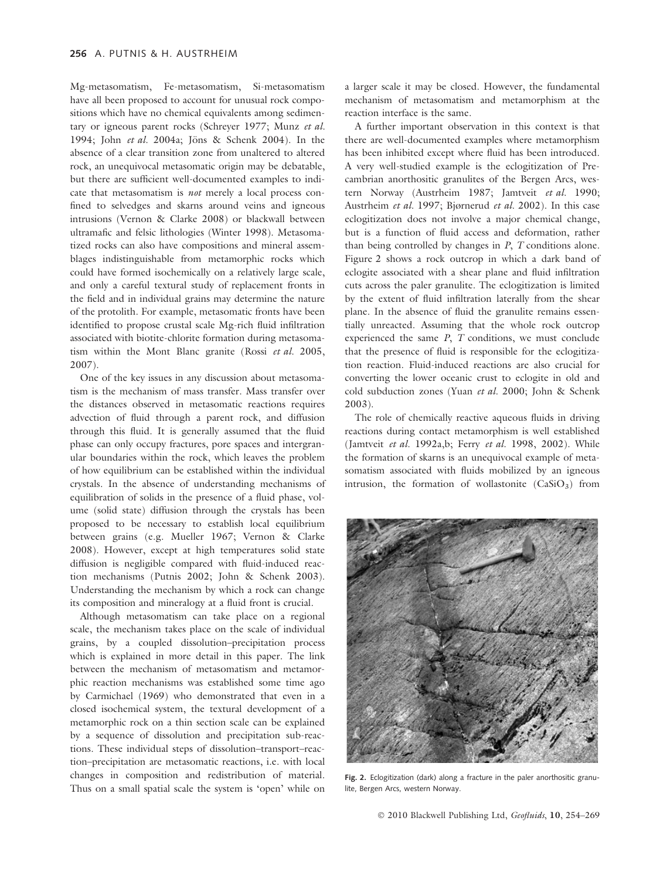Mg-metasomatism, Fe-metasomatism, Si-metasomatism have all been proposed to account for unusual rock compositions which have no chemical equivalents among sedimentary or igneous parent rocks (Schreyer 1977; Munz *et al.* 1994; John *et al.* 2004a; Jöns & Schenk 2004). In the absence of a clear transition zone from unaltered to altered rock, an unequivocal metasomatic origin may be debatable, but there are sufficient well-documented examples to indicate that metasomatism is *not* merely a local process confined to selvedges and skarns around veins and igneous intrusions (Vernon & Clarke 2008) or blackwall between ultramafic and felsic lithologies (Winter 1998). Metasomatized rocks can also have compositions and mineral assemblages indistinguishable from metamorphic rocks which could have formed isochemically on a relatively large scale, and only a careful textural study of replacement fronts in the field and in individual grains may determine the nature of the protolith. For example, metasomatic fronts have been identified to propose crustal scale Mg-rich fluid infiltration associated with biotite-chlorite formation during metasomatism within the Mont Blanc granite (Rossi *et al.* 2005, 2007).

One of the key issues in any discussion about metasomatism is the mechanism of mass transfer. Mass transfer over the distances observed in metasomatic reactions requires advection of fluid through a parent rock, and diffusion through this fluid. It is generally assumed that the fluid phase can only occupy fractures, pore spaces and intergranular boundaries within the rock, which leaves the problem of how equilibrium can be established within the individual crystals. In the absence of understanding mechanisms of equilibration of solids in the presence of a fluid phase, volume (solid state) diffusion through the crystals has been proposed to be necessary to establish local equilibrium between grains (e.g. Mueller 1967; Vernon & Clarke 2008). However, except at high temperatures solid state diffusion is negligible compared with fluid-induced reaction mechanisms (Putnis 2002; John & Schenk 2003). Understanding the mechanism by which a rock can change its composition and mineralogy at a fluid front is crucial.

Although metasomatism can take place on a regional scale, the mechanism takes place on the scale of individual grains, by a coupled dissolution–precipitation process which is explained in more detail in this paper. The link between the mechanism of metasomatism and metamorphic reaction mechanisms was established some time ago by Carmichael (1969) who demonstrated that even in a closed isochemical system, the textural development of a metamorphic rock on a thin section scale can be explained by a sequence of dissolution and precipitation sub-reactions. These individual steps of dissolution–transport–reaction–precipitation are metasomatic reactions, i.e. with local changes in composition and redistribution of material. Thus on a small spatial scale the system is 'open' while on a larger scale it may be closed. However, the fundamental mechanism of metasomatism and metamorphism at the reaction interface is the same.

A further important observation in this context is that there are well-documented examples where metamorphism has been inhibited except where fluid has been introduced. A very well-studied example is the eclogitization of Precambrian anorthositic granulites of the Bergen Arcs, western Norway (Austrheim 1987; Jamtveit *et al.* 1990; Austrheim *et al.* 1997; Bjørnerud *et al.* 2002). In this case eclogitization does not involve a major chemical change, but is a function of fluid access and deformation, rather than being controlled by changes in *P*, *T* conditions alone. Figure 2 shows a rock outcrop in which a dark band of eclogite associated with a shear plane and fluid infiltration cuts across the paler granulite. The eclogitization is limited by the extent of fluid infiltration laterally from the shear plane. In the absence of fluid the granulite remains essentially unreacted. Assuming that the whole rock outcrop experienced the same *P*, *T* conditions, we must conclude that the presence of fluid is responsible for the eclogitization reaction. Fluid-induced reactions are also crucial for converting the lower oceanic crust to eclogite in old and cold subduction zones (Yuan *et al.* 2000; John & Schenk 2003).

The role of chemically reactive aqueous fluids in driving reactions during contact metamorphism is well established (Jamtveit *et al.* 1992a,b; Ferry *et al.* 1998, 2002). While the formation of skarns is an unequivocal example of metasomatism associated with fluids mobilized by an igneous intrusion, the formation of wollastonite ($CaSiO_3$) from

**Fig. 2.** Eclogitization (dark) along a fracture in the paler anorthositic granulite, Bergen Arcs, western Norway.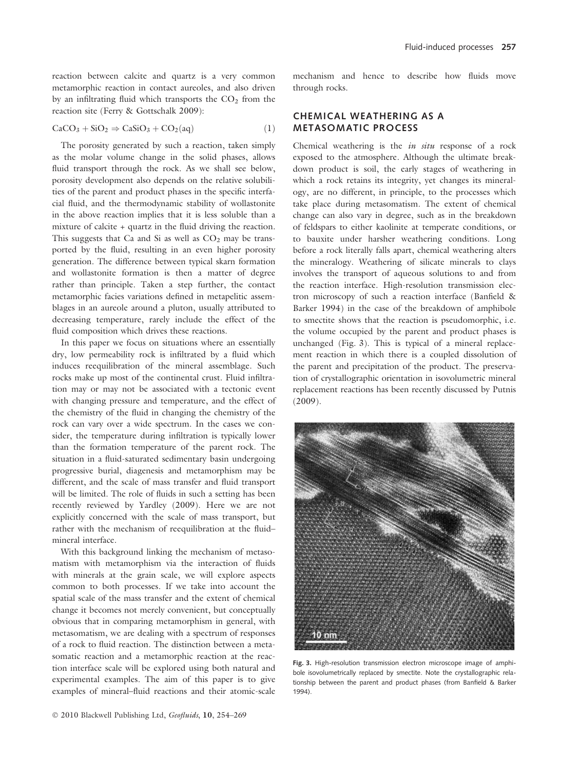reaction between calcite and quartz is a very common metamorphic reaction in contact aureoles, and also driven by an infiltrating fluid which transports the $CO_2$ from the reaction site (Ferry & Gottschalk 2009):

$$CaCO_3 + SiO_2 \Rightarrow CaSiO_3 + CO_2(aq) \quad (1)$$

The porosity generated by such a reaction, taken simply as the molar volume change in the solid phases, allows fluid transport through the rock. As we shall see below, porosity development also depends on the relative solubilities of the parent and product phases in the specific interfacial fluid, and the thermodynamic stability of wollastonite in the above reaction implies that it is less soluble than a mixture of calcite + quartz in the fluid driving the reaction. This suggests that Ca and Si as well as $CO_2$ may be transported by the fluid, resulting in an even higher porosity generation. The difference between typical skarn formation and wollastonite formation is then a matter of degree rather than principle. Taken a step further, the contact metamorphic facies variations defined in metapelitic assemblages in an aureole around a pluton, usually attributed to decreasing temperature, rarely include the effect of the fluid composition which drives these reactions.

In this paper we focus on situations where an essentially dry, low permeability rock is infiltrated by a fluid which induces reequilibration of the mineral assemblage. Such rocks make up most of the continental crust. Fluid infiltration may or may not be associated with a tectonic event with changing pressure and temperature, and the effect of the chemistry of the fluid in changing the chemistry of the rock can vary over a wide spectrum. In the cases we consider, the temperature during infiltration is typically lower than the formation temperature of the parent rock. The situation in a fluid-saturated sedimentary basin undergoing progressive burial, diagenesis and metamorphism may be different, and the scale of mass transfer and fluid transport will be limited. The role of fluids in such a setting has been recently reviewed by Yardley (2009). Here we are not explicitly concerned with the scale of mass transport, but rather with the mechanism of reequilibration at the fluid–mineral interface.

With this background linking the mechanism of metasomatism with metamorphism via the interaction of fluids with minerals at the grain scale, we will explore aspects common to both processes. If we take into account the spatial scale of the mass transfer and the extent of chemical change it becomes not merely convenient, but conceptually obvious that in comparing metamorphism in general, with metasomatism, we are dealing with a spectrum of responses of a rock to fluid reaction. The distinction between a metasomatic reaction and a metamorphic reaction at the reaction interface scale will be explored using both natural and experimental examples. The aim of this paper is to give examples of mineral–fluid reactions and their atomic-scale mechanism and hence to describe how fluids move through rocks.

## CHEMICAL WEATHERING AS A METASOMATIC PROCESS

Chemical weathering is the *in situ* response of a rock exposed to the atmosphere. Although the ultimate breakdown product is soil, the early stages of weathering in which a rock retains its integrity, yet changes its mineralogy, are no different, in principle, to the processes which take place during metasomatism. The extent of chemical change can also vary in degree, such as in the breakdown of feldspars to either kaolinite at temperate conditions, or to bauxite under harsher weathering conditions. Long before a rock literally falls apart, chemical weathering alters the mineralogy. Weathering of silicate minerals to clays involves the transport of aqueous solutions to and from the reaction interface. High-resolution transmission electron microscopy of such a reaction interface (Banfield & Barker 1994) in the case of the breakdown of amphibole to smectite shows that the reaction is pseudomorphic, i.e. the volume occupied by the parent and product phases is unchanged (Fig. 3). This is typical of a mineral replacement reaction in which there is a coupled dissolution of the parent and precipitation of the product. The preservation of crystallographic orientation in isovolumetric mineral replacement reactions has been recently discussed by Putnis (2009).

10 nm

Fig. 3. High-resolution transmission electron microscope image of amphibole isovolumetrically replaced by smectite. Note the crystallographic relationship between the parent and product phases (from Banfield & Barker 1994).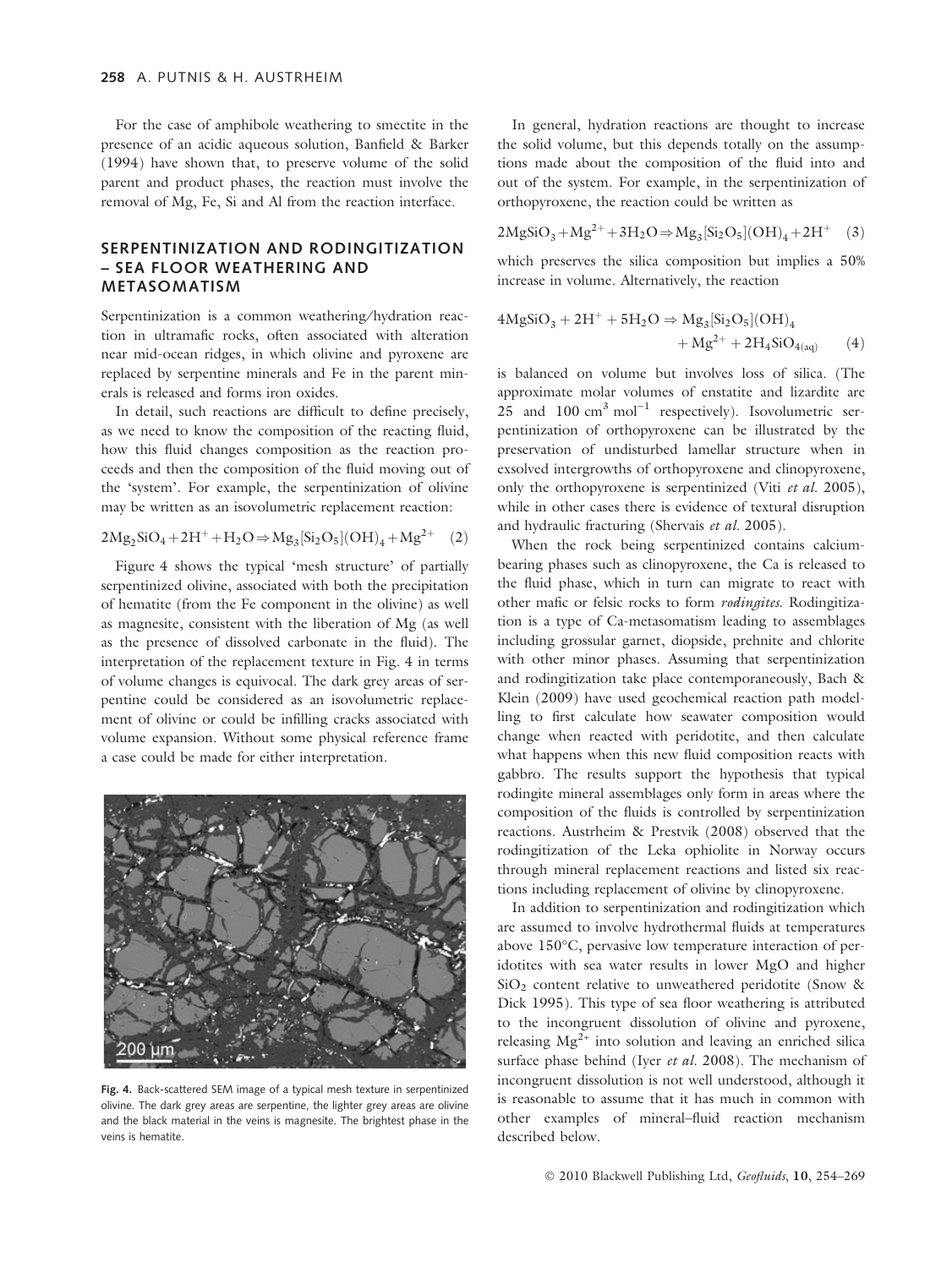For the case of amphibole weathering to smectite in the presence of an acidic aqueous solution, Banfield & Barker (1994) have shown that, to preserve volume of the solid parent and product phases, the reaction must involve the removal of Mg, Fe, Si and Al from the reaction interface.

## SERPENTINIZATION AND RODINGITIZATION – SEA FLOOR WEATHERING AND METASOMATISM

Serpentinization is a common weathering/hydration reaction in ultramafic rocks, often associated with alteration near mid-ocean ridges, in which olivine and pyroxene are replaced by serpentine minerals and Fe in the parent minerals is released and forms iron oxides.

In detail, such reactions are difficult to define precisely, as we need to know the composition of the reacting fluid, how this fluid changes composition as the reaction proceeds and then the composition of the fluid moving out of the 'system'. For example, the serpentinization of olivine may be written as an isovolumetric replacement reaction:

$$2Mg_2SiO_4 + 2H^+ + H_2O \Rightarrow Mg_3[Si_2O_5](OH)_4 + Mg^{2+} \quad (2)$$

Figure 4 shows the typical 'mesh structure' of partially serpentinized olivine, associated with both the precipitation of hematite (from the Fe component in the olivine) as well as magnesite, consistent with the liberation of Mg (as well as the presence of dissolved carbonate in the fluid). The interpretation of the replacement texture in Fig. 4 in terms of volume changes is equivocal. The dark grey areas of serpentine could be considered as an isovolumetric replacement of olivine or could be infilling cracks associated with volume expansion. Without some physical reference frame a case could be made for either interpretation.

**Fig. 4.** Back-scattered SEM image of a typical mesh texture in serpentinized olivine. The dark grey areas are serpentine, the lighter grey areas are olivine and the black material in the veins is magnesite. The brightest phase in the veins is hematite.

In general, hydration reactions are thought to increase the solid volume, but this depends totally on the assumptions made about the composition of the fluid into and out of the system. For example, in the serpentinization of orthopyroxene, the reaction could be written as

$$2MgSiO_3 + Mg^{2+} + 3H_2O \Rightarrow Mg_3[Si_2O_5](OH)_4 + 2H^+ \quad (3)$$

which preserves the silica composition but implies a 50% increase in volume. Alternatively, the reaction

$$4MgSiO_3 + 2H^+ + 5H_2O \Rightarrow Mg_3[Si_2O_5](OH)_4 + Mg^{2+} + 2H_4SiO_{4(aq)} \quad (4)$$

is balanced on volume but involves loss of silica. (The approximate molar volumes of enstatite and lizardite are 25 and 100 $cm^3\ mol^{-1}$ respectively). Isovolumetric serpentinization of orthopyroxene can be illustrated by the preservation of undisturbed lamellar structure when in exsolved intergrowths of orthopyroxene and clinopyroxene, only the orthopyroxene is serpentinized (Viti *et al.* 2005), while in other cases there is evidence of textural disruption and hydraulic fracturing (Shervais *et al.* 2005).

When the rock being serpentinized contains calcium-bearing phases such as clinopyroxene, the Ca is released to the fluid phase, which in turn can migrate to react with other mafic or felsic rocks to form *rodingites*. Rodingitization is a type of Ca-metasomatism leading to assemblages including grossular garnet, diopside, prehnite and chlorite with other minor phases. Assuming that serpentinization and rodingitization take place contemporaneously, Bach & Klein (2009) have used geochemical reaction path modelling to first calculate how seawater composition would change when reacted with peridotite, and then calculate what happens when this new fluid composition reacts with gabbro. The results support the hypothesis that typical rodingite mineral assemblages only form in areas where the composition of the fluids is controlled by serpentinization reactions. Austrheim & Prestvik (2008) observed that the rodingitization of the Leka ophiolite in Norway occurs through mineral replacement reactions and listed six reactions including replacement of olivine by clinopyroxene.

In addition to serpentinization and rodingitization which are assumed to involve hydrothermal fluids at temperatures above 150°C, pervasive low temperature interaction of peridotites with sea water results in lower MgO and higher $SiO_2$ content relative to unweathered peridotite (Snow & Dick 1995). This type of sea floor weathering is attributed to the incongruent dissolution of olivine and pyroxene, releasing $Mg^{2+}$ into solution and leaving an enriched silica surface phase behind (Iyer *et al.* 2008). The mechanism of incongruent dissolution is not well understood, although it is reasonable to assume that it has much in common with other examples of mineral–fluid reaction mechanism described below.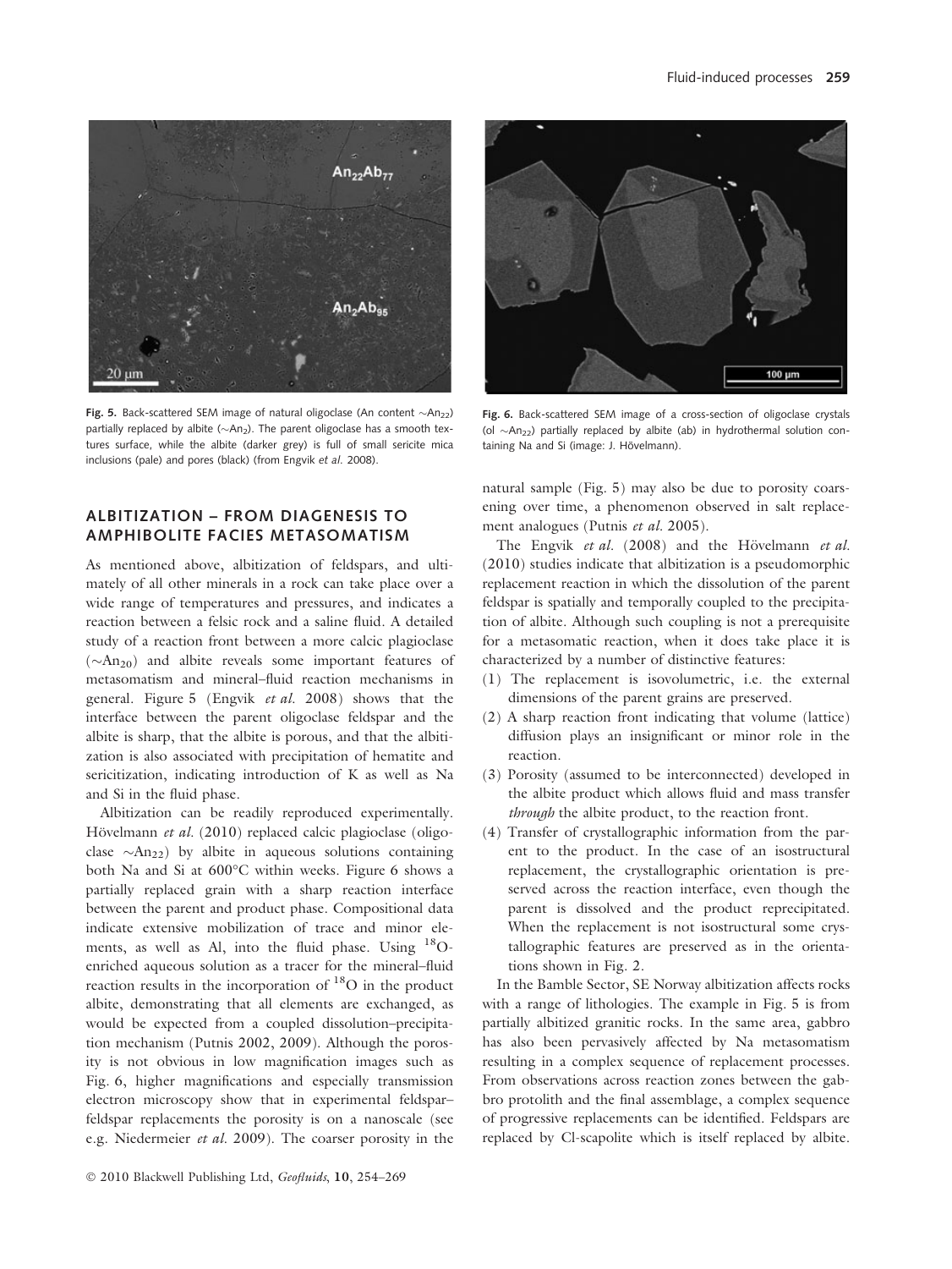Fig. 5. Back-scattered SEM image of natural oligoclase (An content $\sim$An$_{22}$) partially replaced by albite ($\sim$An$_2$). The parent oligoclase has a smooth textures surface, while the albite (darker grey) is full of small sericite mica inclusions (pale) and pores (black) (from Engvik *et al.* 2008).

Fig. 6. Back-scattered SEM image of a cross-section of oligoclase crystals (ol $\sim$An$_{22}$) partially replaced by albite (ab) in hydrothermal solution containing Na and Si (image: J. Hövelmann).

## ALBITIZATION – FROM DIAGENESIS TO AMPHIBOLITE FACIES METASOMATISM

As mentioned above, albitization of feldspars, and ultimately of all other minerals in a rock can take place over a wide range of temperatures and pressures, and indicates a reaction between a felsic rock and a saline fluid. A detailed study of a reaction front between a more calcic plagioclase ($\sim$An$_{20}$) and albite reveals some important features of metasomatism and mineral–fluid reaction mechanisms in general. Figure 5 (Engvik *et al.* 2008) shows that the interface between the parent oligoclase feldspar and the albite is sharp, that the albite is porous, and that the albitization is also associated with precipitation of hematite and sericitization, indicating introduction of K as well as Na and Si in the fluid phase.

Albitization can be readily reproduced experimentally. Hövelmann *et al.* (2010) replaced calcic plagioclase (oligoclase $\sim$An$_{22}$) by albite in aqueous solutions containing both Na and Si at 600°C within weeks. Figure 6 shows a partially replaced grain with a sharp reaction interface between the parent and product phase. Compositional data indicate extensive mobilization of trace and minor elements, as well as Al, into the fluid phase. Using $^{18}$O-enriched aqueous solution as a tracer for the mineral–fluid reaction results in the incorporation of $^{18}$O in the product albite, demonstrating that all elements are exchanged, as would be expected from a coupled dissolution–precipitation mechanism (Putnis 2002, 2009). Although the porosity is not obvious in low magnification images such as Fig. 6, higher magnifications and especially transmission electron microscopy show that in experimental feldspar–feldspar replacements the porosity is on a nanoscale (see e.g. Niedermeier *et al.* 2009). The coarser porosity in the natural sample (Fig. 5) may also be due to porosity coarsening over time, a phenomenon observed in salt replacement analogues (Putnis *et al.* 2005).

The Engvik *et al.* (2008) and the Hövelmann *et al.* (2010) studies indicate that albitization is a pseudomorphic replacement reaction in which the dissolution of the parent feldspar is spatially and temporally coupled to the precipitation of albite. Although such coupling is not a prerequisite for a metasomatic reaction, when it does take place it is characterized by a number of distinctive features:

(1) The replacement is isovolumetric, i.e. the external dimensions of the parent grains are preserved.
(2) A sharp reaction front indicating that volume (lattice) diffusion plays an insignificant or minor role in the reaction.
(3) Porosity (assumed to be interconnected) developed in the albite product which allows fluid and mass transfer *through* the albite product, to the reaction front.
(4) Transfer of crystallographic information from the parent to the product. In the case of an isostructural replacement, the crystallographic orientation is preserved across the reaction interface, even though the parent is dissolved and the product reprecipitated. When the replacement is not isostructural some crystallographic features are preserved as in the orientations shown in Fig. 2.

In the Bamble Sector, SE Norway albitization affects rocks with a range of lithologies. The example in Fig. 5 is from partially albitized granitic rocks. In the same area, gabbro has also been pervasively affected by Na metasomatism resulting in a complex sequence of replacement processes. From observations across reaction zones between the gabbro protolith and the final assemblage, a complex sequence of progressive replacements can be identified. Feldspars are replaced by Cl-scapolite which is itself replaced by albite.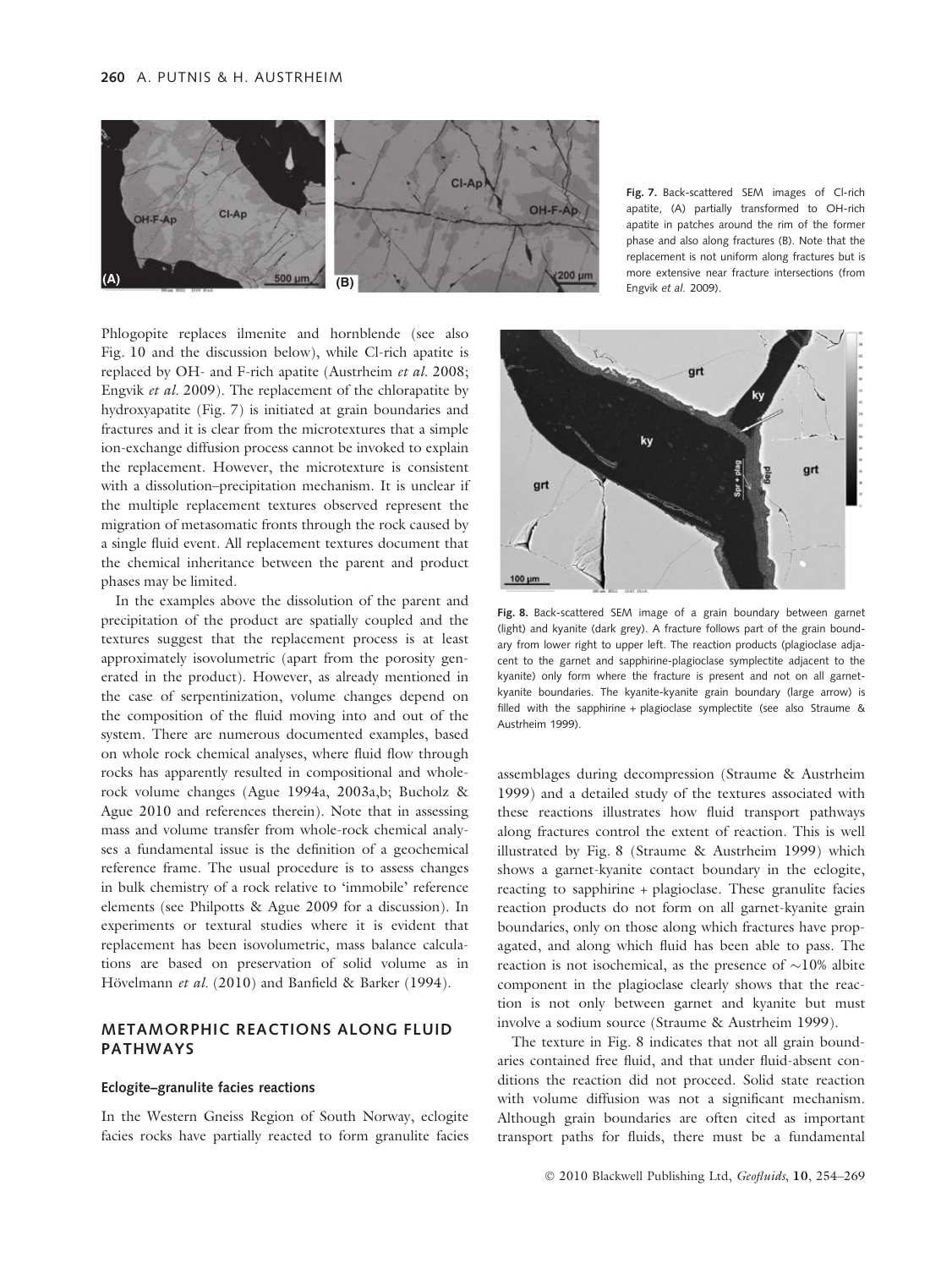Fig. 7. Back-scattered SEM images of Cl-rich apatite, (A) partially transformed to OH-rich apatite in patches around the rim of the former phase and also along fractures (B). Note that the replacement is not uniform along fractures but is more extensive near fracture intersections (from Engvik *et al.* 2009).

Phlogopite replaces ilmenite and hornblende (see also Fig. 10 and the discussion below), while Cl-rich apatite is replaced by OH- and F-rich apatite (Austrheim *et al.* 2008; Engvik *et al.* 2009). The replacement of the chlorapatite by hydroxyapatite (Fig. 7) is initiated at grain boundaries and fractures and it is clear from the microtextures that a simple ion-exchange diffusion process cannot be invoked to explain the replacement. However, the microtexture is consistent with a dissolution–precipitation mechanism. It is unclear if the multiple replacement textures observed represent the migration of metasomatic fronts through the rock caused by a single fluid event. All replacement textures document that the chemical inheritance between the parent and product phases may be limited.

In the examples above the dissolution of the parent and precipitation of the product are spatially coupled and the textures suggest that the replacement process is at least approximately isovolumetric (apart from the porosity generated in the product). However, as already mentioned in the case of serpentinization, volume changes depend on the composition of the fluid moving into and out of the system. There are numerous documented examples, based on whole rock chemical analyses, where fluid flow through rocks has apparently resulted in compositional and whole-rock volume changes (Ague 1994a, 2003a,b; Bucholz & Ague 2010 and references therein). Note that in assessing mass and volume transfer from whole-rock chemical analyses a fundamental issue is the definition of a geochemical reference frame. The usual procedure is to assess changes in bulk chemistry of a rock relative to 'immobile' reference elements (see Philpotts & Ague 2009 for a discussion). In experiments or textural studies where it is evident that replacement has been isovolumetric, mass balance calculations are based on preservation of solid volume as in Hövelmann *et al.* (2010) and Banfield & Barker (1994).

## METAMORPHIC REACTIONS ALONG FLUID PATHWAYS

### Eclogite–granulite facies reactions

In the Western Gneiss Region of South Norway, eclogite facies rocks have partially reacted to form granulite facies assemblages during decompression (Straume & Austrheim 1999) and a detailed study of the textures associated with these reactions illustrates how fluid transport pathways along fractures control the extent of reaction. This is well illustrated by Fig. 8 (Straume & Austrheim 1999) which shows a garnet-kyanite contact boundary in the eclogite, reacting to sapphirine + plagioclase. These granulite facies reaction products do not form on all garnet-kyanite grain boundaries, only on those along which fractures have propagated, and along which fluid has been able to pass. The reaction is not isochemical, as the presence of ~10% albite component in the plagioclase clearly shows that the reaction is not only between garnet and kyanite but must involve a sodium source (Straume & Austrheim 1999).

Fig. 8. Back-scattered SEM image of a grain boundary between garnet (light) and kyanite (dark grey). A fracture follows part of the grain boundary from lower right to upper left. The reaction products (plagioclase adjacent to the garnet and sapphirine-plagioclase symplectite adjacent to the kyanite) only form where the fracture is present and not on all garnet-kyanite boundaries. The kyanite-kyanite grain boundary (large arrow) is filled with the sapphirine + plagioclase symplectite (see also Straume & Austrheim 1999).

The texture in Fig. 8 indicates that not all grain boundaries contained free fluid, and that under fluid-absent conditions the reaction did not proceed. Solid state reaction with volume diffusion was not a significant mechanism. Although grain boundaries are often cited as important transport paths for fluids, there must be a fundamental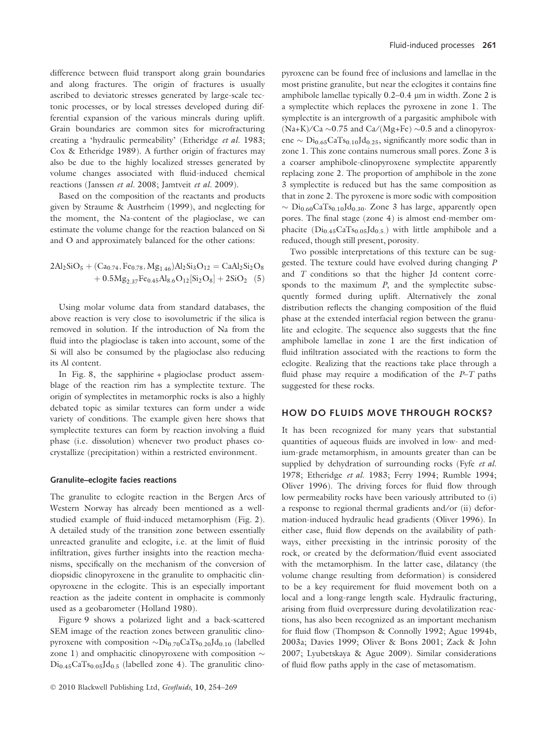difference between fluid transport along grain boundaries and along fractures. The origin of fractures is usually ascribed to deviatoric stresses generated by large-scale tectonic processes, or by local stresses developed during differential expansion of the various minerals during uplift. Grain boundaries are common sites for microfracturing creating a 'hydraulic permeability' (Etheridge *et al.* 1983; Cox & Etheridge 1989). A further origin of fractures may also be due to the highly localized stresses generated by volume changes associated with fluid-induced chemical reactions (Janssen *et al.* 2008; Jamtveit *et al.* 2009).

Based on the composition of the reactants and products given by Straume & Austrheim (1999), and neglecting for the moment, the Na-content of the plagioclase, we can estimate the volume change for the reaction balanced on Si and O and approximately balanced for the other cations:

$$2Al_2SiO_5 + (Ca_{0.74}, Fe_{0.78}, Mg_{1.46})Al_2Si_3O_{12} = CaAl_2Si_2O_8 + 0.5Mg_{2.37}Fe_{0.45}Al_{8.6}O_{12}[Si_2O_8] + 2SiO_2 \quad (5)$$

Using molar volume data from standard databases, the above reaction is very close to isovolumetric if the silica is removed in solution. If the introduction of Na from the fluid into the plagioclase is taken into account, some of the Si will also be consumed by the plagioclase also reducing its Al content.

In Fig. 8, the sapphirine + plagioclase product assemblage of the reaction rim has a symplectite texture. The origin of symplectites in metamorphic rocks is also a highly debated topic as similar textures can form under a wide variety of conditions. The example given here shows that symplectite textures can form by reaction involving a fluid phase (i.e. dissolution) whenever two product phases co-crystallize (precipitation) within a restricted environment.

### Granulite–eclogite facies reactions

The granulite to eclogite reaction in the Bergen Arcs of Western Norway has already been mentioned as a well-studied example of fluid-induced metamorphism (Fig. 2). A detailed study of the transition zone between essentially unreacted granulite and eclogite, i.e. at the limit of fluid infiltration, gives further insights into the reaction mechanisms, specifically on the mechanism of the conversion of diopsidic clinopyroxene in the granulite to omphacitic clinopyroxene in the eclogite. This is an especially important reaction as the jadeite content in omphacite is commonly used as a geobarometer (Holland 1980).

Figure 9 shows a polarized light and a back-scattered SEM image of the reaction zones between granulitic clinopyroxene with composition $\sim Di_{0.70}CaTs_{0.20}Jd_{0.10}$ (labelled zone 1) and omphacitic clinopyroxene with composition $\sim Di_{0.45}CaTs_{0.05}Jd_{0.5}$ (labelled zone 4). The granulitic clinopyroxene can be found free of inclusions and lamellae in the most pristine granulite, but near the eclogites it contains fine amphibole lamellae typically 0.2–0.4 μm in width. Zone 2 is a symplectite which replaces the pyroxene in zone 1. The symplectite is an intergrowth of a pargasitic amphibole with (Na+K)/Ca ~0.75 and Ca/(Mg+Fe) ~0.5 and a clinopyroxene $\sim Di_{0.65}CaTs_{0.10}Jd_{0.25}$, significantly more sodic than in zone 1. This zone contains numerous small pores. Zone 3 is a coarser amphibole-clinopyroxene symplectite apparently replacing zone 2. The proportion of amphibole in the zone 3 symplectite is reduced but has the same composition as that in zone 2. The pyroxene is more sodic with composition $\sim Di_{0.60}CaTs_{0.10}Jd_{0.30}$. Zone 3 has large, apparently open pores. The final stage (zone 4) is almost end-member omphacite ($Di_{0.45}CaTs_{0.05}Jd_{0.5.}$) with little amphibole and a reduced, though still present, porosity.

Two possible interpretations of this texture can be suggested. The texture could have evolved during changing $P$ and $T$ conditions so that the higher Jd content corresponds to the maximum $P$, and the symplectite subsequently formed during uplift. Alternatively the zonal distribution reflects the changing composition of the fluid phase at the extended interfacial region between the granulite and eclogite. The sequence also suggests that the fine amphibole lamellae in zone 1 are the first indication of fluid infiltration associated with the reactions to form the eclogite. Realizing that the reactions take place through a fluid phase may require a modification of the $P$–$T$ paths suggested for these rocks.

## HOW DO FLUIDS MOVE THROUGH ROCKS?

It has been recognized for many years that substantial quantities of aqueous fluids are involved in low- and medium-grade metamorphism, in amounts greater than can be supplied by dehydration of surrounding rocks (Fyfe *et al.* 1978; Etheridge *et al.* 1983; Ferry 1994; Rumble 1994; Oliver 1996). The driving forces for fluid flow through low permeability rocks have been variously attributed to (i) a response to regional thermal gradients and/or (ii) deformation-induced hydraulic head gradients (Oliver 1996). In either case, fluid flow depends on the availability of pathways, either preexisting in the intrinsic porosity of the rock, or created by the deformation/fluid event associated with the metamorphism. In the latter case, dilatancy (the volume change resulting from deformation) is considered to be a key requirement for fluid movement both on a local and a long-range length scale. Hydraulic fracturing, arising from fluid overpressure during devolatilization reactions, has also been recognized as an important mechanism for fluid flow (Thompson & Connolly 1992; Ague 1994b, 2003a; Davies 1999; Oliver & Bons 2001; Zack & John 2007; Lyubetskaya & Ague 2009). Similar considerations of fluid flow paths apply in the case of metasomatism.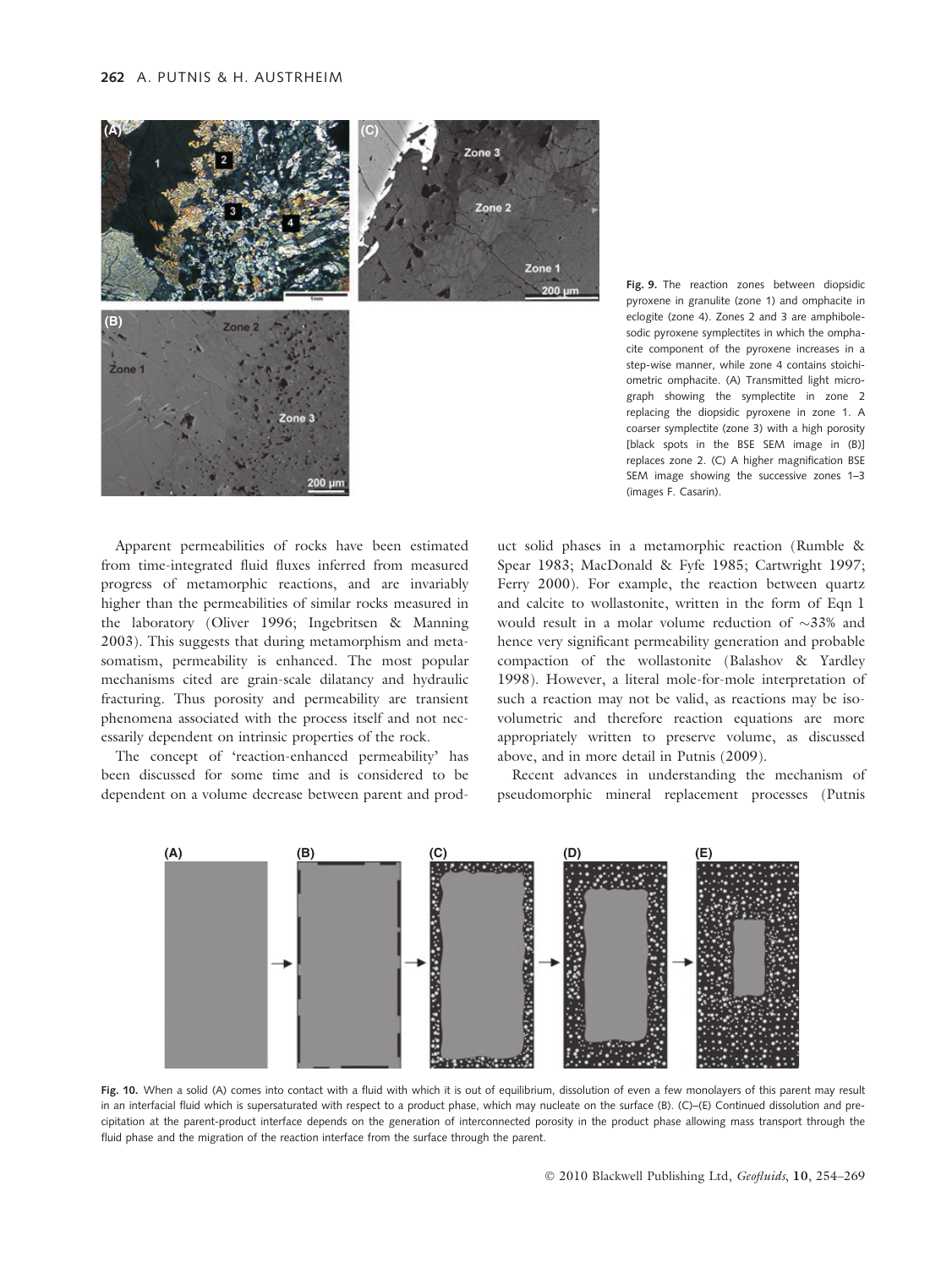(A) 1 2 3 4 1mm

(C) Zone 3 Zone 2 Zone 1 200 µm

(B) Zone 2 Zone 1 Zone 3 200 µm

**Fig. 9.** The reaction zones between diopsidic pyroxene in granulite (zone 1) and omphacite in eclogite (zone 4). Zones 2 and 3 are amphibole-sodic pyroxene symplectites in which the omphacite component of the pyroxene increases in a step-wise manner, while zone 4 contains stoichiometric omphacite. (A) Transmitted light micrograph showing the symplectite in zone 2 replacing the diopsidic pyroxene in zone 1. A coarser symplectite (zone 3) with a high porosity [black spots in the BSE SEM image in (B)] replaces zone 2. (C) A higher magnification BSE SEM image showing the successive zones 1–3 (images F. Casarin).

Apparent permeabilities of rocks have been estimated from time-integrated fluid fluxes inferred from measured progress of metamorphic reactions, and are invariably higher than the permeabilities of similar rocks measured in the laboratory (Oliver 1996; Ingebritsen & Manning 2003). This suggests that during metamorphism and metasomatism, permeability is enhanced. The most popular mechanisms cited are grain-scale dilatancy and hydraulic fracturing. Thus porosity and permeability are transient phenomena associated with the process itself and not necessarily dependent on intrinsic properties of the rock.

The concept of 'reaction-enhanced permeability' has been discussed for some time and is considered to be dependent on a volume decrease between parent and product solid phases in a metamorphic reaction (Rumble & Spear 1983; MacDonald & Fyfe 1985; Cartwright 1997; Ferry 2000). For example, the reaction between quartz and calcite to wollastonite, written in the form of Eqn 1 would result in a molar volume reduction of ~33% and hence very significant permeability generation and probable compaction of the wollastonite (Balashov & Yardley 1998). However, a literal mole-for-mole interpretation of such a reaction may not be valid, as reactions may be isovolumetric and therefore reaction equations are more appropriately written to preserve volume, as discussed above, and in more detail in Putnis (2009).

Recent advances in understanding the mechanism of pseudomorphic mineral replacement processes (Putnis

(A) (B) (C) (D) (E)

**Fig. 10.** When a solid (A) comes into contact with a fluid with which it is out of equilibrium, dissolution of even a few monolayers of this parent may result in an interfacial fluid which is supersaturated with respect to a product phase, which may nucleate on the surface (B). (C)–(E) Continued dissolution and precipitation at the parent-product interface depends on the generation of interconnected porosity in the product phase allowing mass transport through the fluid phase and the migration of the reaction interface from the surface through the parent.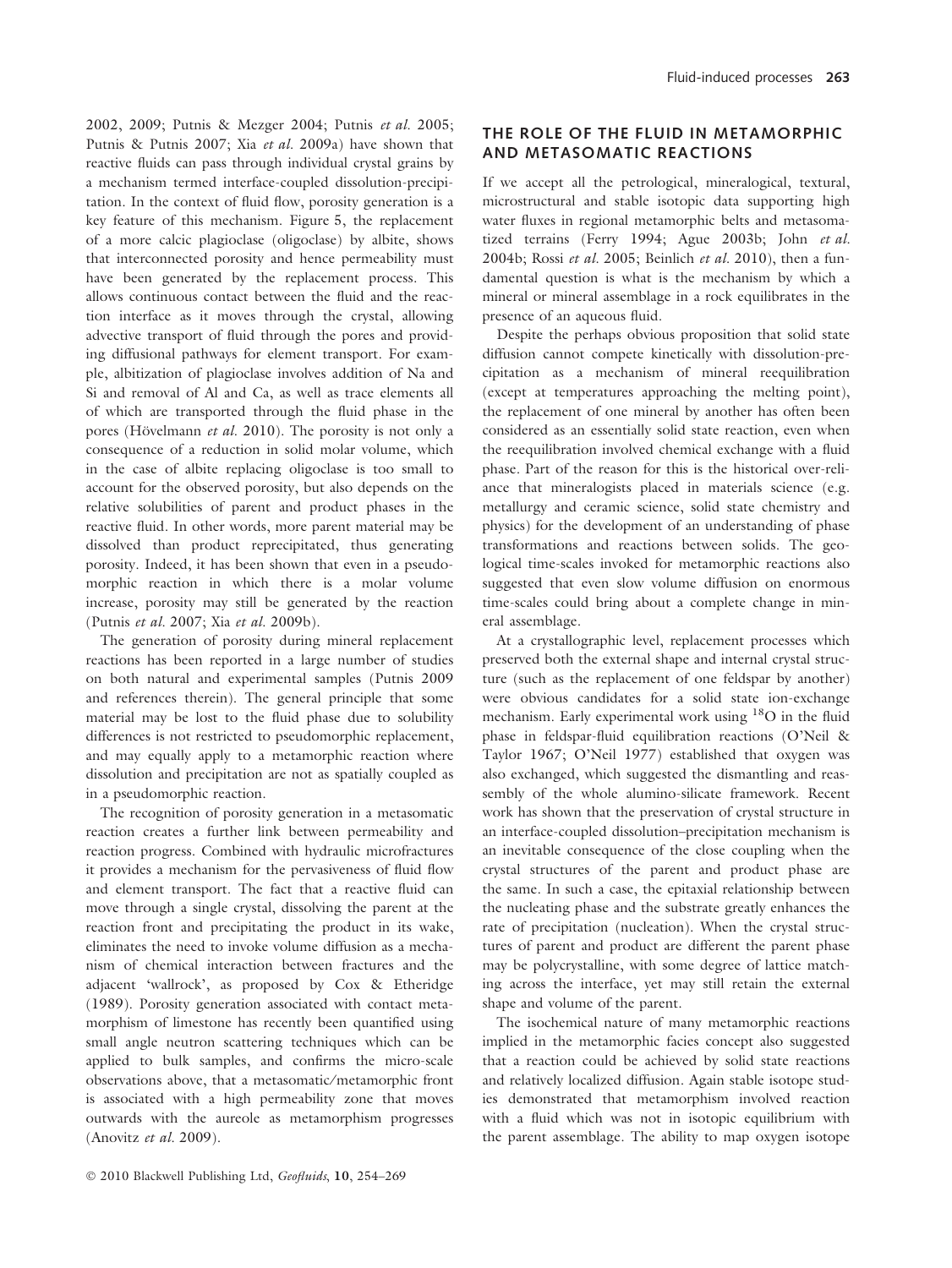2002, 2009; Putnis & Mezger 2004; Putnis *et al.* 2005; Putnis & Putnis 2007; Xia *et al.* 2009a) have shown that reactive fluids can pass through individual crystal grains by a mechanism termed interface-coupled dissolution-precipitation. In the context of fluid flow, porosity generation is a key feature of this mechanism. Figure 5, the replacement of a more calcic plagioclase (oligoclase) by albite, shows that interconnected porosity and hence permeability must have been generated by the replacement process. This allows continuous contact between the fluid and the reaction interface as it moves through the crystal, allowing advective transport of fluid through the pores and providing diffusional pathways for element transport. For example, albitization of plagioclase involves addition of Na and Si and removal of Al and Ca, as well as trace elements all of which are transported through the fluid phase in the pores (Hövelmann *et al.* 2010). The porosity is not only a consequence of a reduction in solid molar volume, which in the case of albite replacing oligoclase is too small to account for the observed porosity, but also depends on the relative solubilities of parent and product phases in the reactive fluid. In other words, more parent material may be dissolved than product reprecipitated, thus generating porosity. Indeed, it has been shown that even in a pseudomorphic reaction in which there is a molar volume increase, porosity may still be generated by the reaction (Putnis *et al.* 2007; Xia *et al.* 2009b).

The generation of porosity during mineral replacement reactions has been reported in a large number of studies on both natural and experimental samples (Putnis 2009 and references therein). The general principle that some material may be lost to the fluid phase due to solubility differences is not restricted to pseudomorphic replacement, and may equally apply to a metamorphic reaction where dissolution and precipitation are not as spatially coupled as in a pseudomorphic reaction.

The recognition of porosity generation in a metasomatic reaction creates a further link between permeability and reaction progress. Combined with hydraulic microfractures it provides a mechanism for the pervasiveness of fluid flow and element transport. The fact that a reactive fluid can move through a single crystal, dissolving the parent at the reaction front and precipitating the product in its wake, eliminates the need to invoke volume diffusion as a mechanism of chemical interaction between fractures and the adjacent 'wallrock', as proposed by Cox & Etheridge (1989). Porosity generation associated with contact metamorphism of limestone has recently been quantified using small angle neutron scattering techniques which can be applied to bulk samples, and confirms the micro-scale observations above, that a metasomatic/metamorphic front is associated with a high permeability zone that moves outwards with the aureole as metamorphism progresses (Anovitz *et al.* 2009).

## THE ROLE OF THE FLUID IN METAMORPHIC AND METASOMATIC REACTIONS

If we accept all the petrological, mineralogical, textural, microstructural and stable isotopic data supporting high water fluxes in regional metamorphic belts and metasomatized terrains (Ferry 1994; Ague 2003b; John *et al.* 2004b; Rossi *et al.* 2005; Beinlich *et al.* 2010), then a fundamental question is what is the mechanism by which a mineral or mineral assemblage in a rock equilibrates in the presence of an aqueous fluid.

Despite the perhaps obvious proposition that solid state diffusion cannot compete kinetically with dissolution-precipitation as a mechanism of mineral reequilibration (except at temperatures approaching the melting point), the replacement of one mineral by another has often been considered as an essentially solid state reaction, even when the reequilibration involved chemical exchange with a fluid phase. Part of the reason for this is the historical over-reliance that mineralogists placed in materials science (e.g. metallurgy and ceramic science, solid state chemistry and physics) for the development of an understanding of phase transformations and reactions between solids. The geological time-scales invoked for metamorphic reactions also suggested that even slow volume diffusion on enormous time-scales could bring about a complete change in mineral assemblage.

At a crystallographic level, replacement processes which preserved both the external shape and internal crystal structure (such as the replacement of one feldspar by another) were obvious candidates for a solid state ion-exchange mechanism. Early experimental work using $^{18}O$ in the fluid phase in feldspar-fluid equilibration reactions (O'Neil & Taylor 1967; O'Neil 1977) established that oxygen was also exchanged, which suggested the dismantling and reassembly of the whole alumino-silicate framework. Recent work has shown that the preservation of crystal structure in an interface-coupled dissolution–precipitation mechanism is an inevitable consequence of the close coupling when the crystal structures of the parent and product phase are the same. In such a case, the epitaxial relationship between the nucleating phase and the substrate greatly enhances the rate of precipitation (nucleation). When the crystal structures of parent and product are different the parent phase may be polycrystalline, with some degree of lattice matching across the interface, yet may still retain the external shape and volume of the parent.

The isochemical nature of many metamorphic reactions implied in the metamorphic facies concept also suggested that a reaction could be achieved by solid state reactions and relatively localized diffusion. Again stable isotope studies demonstrated that metamorphism involved reaction with a fluid which was not in isotopic equilibrium with the parent assemblage. The ability to map oxygen isotope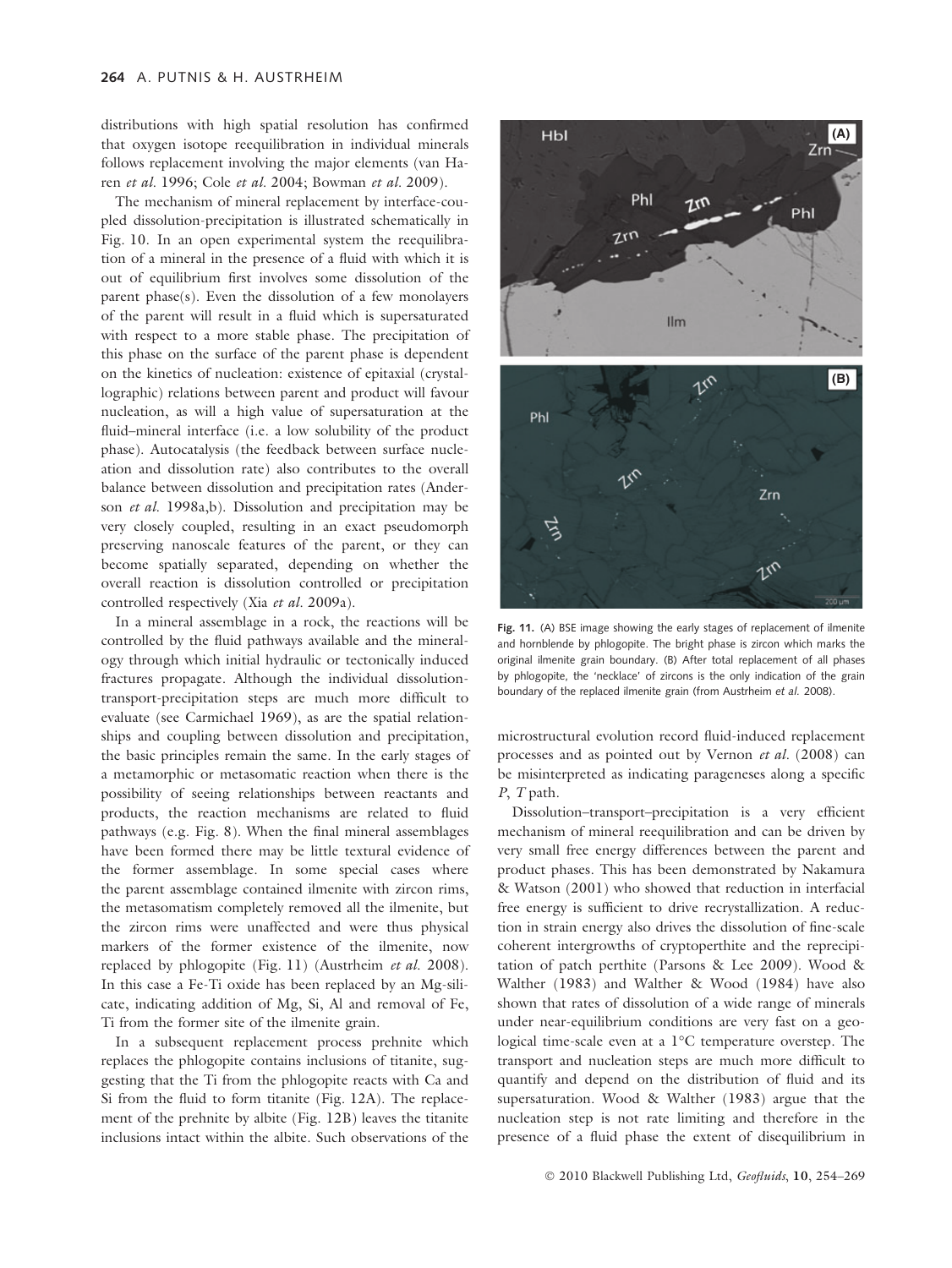distributions with high spatial resolution has confirmed that oxygen isotope reequilibration in individual minerals follows replacement involving the major elements (van Haren *et al.* 1996; Cole *et al.* 2004; Bowman *et al.* 2009).

The mechanism of mineral replacement by interface-coupled dissolution-precipitation is illustrated schematically in Fig. 10. In an open experimental system the reequilibration of a mineral in the presence of a fluid with which it is out of equilibrium first involves some dissolution of the parent phase(s). Even the dissolution of a few monolayers of the parent will result in a fluid which is supersaturated with respect to a more stable phase. The precipitation of this phase on the surface of the parent phase is dependent on the kinetics of nucleation: existence of epitaxial (crystallographic) relations between parent and product will favour nucleation, as will a high value of supersaturation at the fluid–mineral interface (i.e. a low solubility of the product phase). Autocatalysis (the feedback between surface nucleation and dissolution rate) also contributes to the overall balance between dissolution and precipitation rates (Anderson *et al.* 1998a,b). Dissolution and precipitation may be very closely coupled, resulting in an exact pseudomorph preserving nanoscale features of the parent, or they can become spatially separated, depending on whether the overall reaction is dissolution controlled or precipitation controlled respectively (Xia *et al.* 2009a).

In a mineral assemblage in a rock, the reactions will be controlled by the fluid pathways available and the mineralogy through which initial hydraulic or tectonically induced fractures propagate. Although the individual dissolution-transport-precipitation steps are much more difficult to evaluate (see Carmichael 1969), as are the spatial relationships and coupling between dissolution and precipitation, the basic principles remain the same. In the early stages of a metamorphic or metasomatic reaction when there is the possibility of seeing relationships between reactants and products, the reaction mechanisms are related to fluid pathways (e.g. Fig. 8). When the final mineral assemblages have been formed there may be little textural evidence of the former assemblage. In some special cases where the parent assemblage contained ilmenite with zircon rims, the metasomatism completely removed all the ilmenite, but the zircon rims were unaffected and were thus physical markers of the former existence of the ilmenite, now replaced by phlogopite (Fig. 11) (Austrheim *et al.* 2008). In this case a Fe-Ti oxide has been replaced by an Mg-silicate, indicating addition of Mg, Si, Al and removal of Fe, Ti from the former site of the ilmenite grain.

In a subsequent replacement process prehnite which replaces the phlogopite contains inclusions of titanite, suggesting that the Ti from the phlogopite reacts with Ca and Si from the fluid to form titanite (Fig. 12A). The replacement of the prehnite by albite (Fig. 12B) leaves the titanite inclusions intact within the albite. Such observations of the microstructural evolution record fluid-induced replacement processes and as pointed out by Vernon *et al.* (2008) can be misinterpreted as indicating parageneses along a specific *P*, *T* path.

**Fig. 11.** (A) BSE image showing the early stages of replacement of ilmenite and hornblende by phlogopite. The bright phase is zircon which marks the original ilmenite grain boundary. (B) After total replacement of all phases by phlogopite, the 'necklace' of zircons is the only indication of the grain boundary of the replaced ilmenite grain (from Austrheim *et al.* 2008).

Dissolution–transport–precipitation is a very efficient mechanism of mineral reequilibration and can be driven by very small free energy differences between the parent and product phases. This has been demonstrated by Nakamura & Watson (2001) who showed that reduction in interfacial free energy is sufficient to drive recrystallization. A reduction in strain energy also drives the dissolution of fine-scale coherent intergrowths of cryptoperthite and the reprecipitation of patch perthite (Parsons & Lee 2009). Wood & Walther (1983) and Walther & Wood (1984) have also shown that rates of dissolution of a wide range of minerals under near-equilibrium conditions are very fast on a geological time-scale even at a 1°C temperature overstep. The transport and nucleation steps are much more difficult to quantify and depend on the distribution of fluid and its supersaturation. Wood & Walther (1983) argue that the nucleation step is not rate limiting and therefore in the presence of a fluid phase the extent of disequilibrium in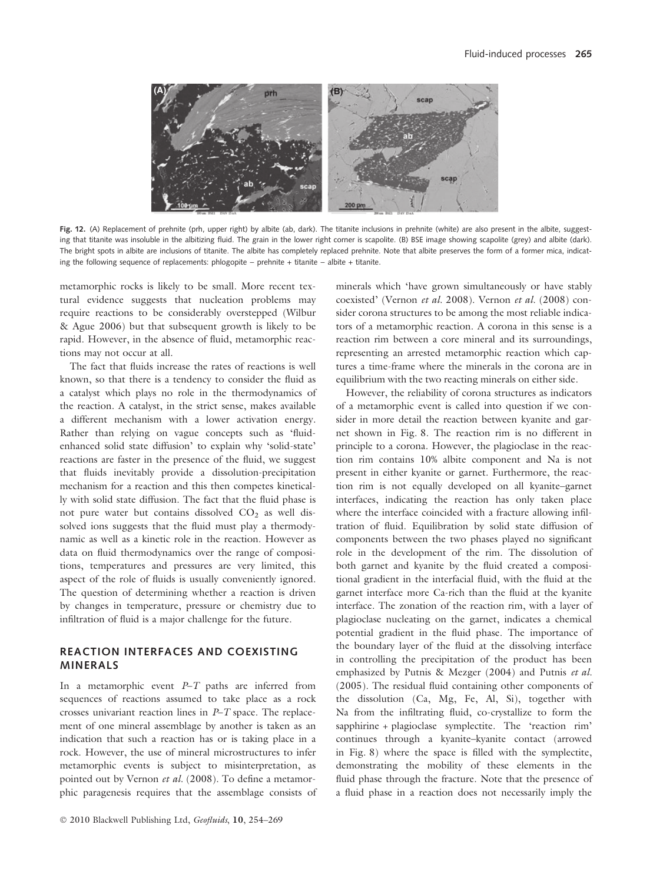Fig. 12. (A) Replacement of prehnite (prh, upper right) by albite (ab, dark). The titanite inclusions in prehnite (white) are also present in the albite, suggesting that titanite was insoluble in the albitizing fluid. The grain in the lower right corner is scapolite. (B) BSE image showing scapolite (grey) and albite (dark). The bright spots in albite are inclusions of titanite. The albite has completely replaced prehnite. Note that albite preserves the form of a former mica, indicating the following sequence of replacements: phlogopite – prehnite + titanite – albite + titanite.

metamorphic rocks is likely to be small. More recent textural evidence suggests that nucleation problems may require reactions to be considerably overstepped (Wilbur & Ague 2006) but that subsequent growth is likely to be rapid. However, in the absence of fluid, metamorphic reactions may not occur at all.

The fact that fluids increase the rates of reactions is well known, so that there is a tendency to consider the fluid as a catalyst which plays no role in the thermodynamics of the reaction. A catalyst, in the strict sense, makes available a different mechanism with a lower activation energy. Rather than relying on vague concepts such as 'fluid-enhanced solid state diffusion' to explain why 'solid-state' reactions are faster in the presence of the fluid, we suggest that fluids inevitably provide a dissolution-precipitation mechanism for a reaction and this then competes kinetically with solid state diffusion. The fact that the fluid phase is not pure water but contains dissolved $CO_2$ as well dissolved ions suggests that the fluid must play a thermodynamic as well as a kinetic role in the reaction. However as data on fluid thermodynamics over the range of compositions, temperatures and pressures are very limited, this aspect of the role of fluids is usually conveniently ignored. The question of determining whether a reaction is driven by changes in temperature, pressure or chemistry due to infiltration of fluid is a major challenge for the future.

## REACTION INTERFACES AND COEXISTING MINERALS

In a metamorphic event $P$–$T$ paths are inferred from sequences of reactions assumed to take place as a rock crosses univariant reaction lines in $P$–$T$ space. The replacement of one mineral assemblage by another is taken as an indication that such a reaction has or is taking place in a rock. However, the use of mineral microstructures to infer metamorphic events is subject to misinterpretation, as pointed out by Vernon *et al.* (2008). To define a metamorphic paragenesis requires that the assemblage consists of minerals which 'have grown simultaneously or have stably coexisted' (Vernon *et al.* 2008). Vernon *et al.* (2008) consider corona structures to be among the most reliable indicators of a metamorphic reaction. A corona in this sense is a reaction rim between a core mineral and its surroundings, representing an arrested metamorphic reaction which captures a time-frame where the minerals in the corona are in equilibrium with the two reacting minerals on either side.

However, the reliability of corona structures as indicators of a metamorphic event is called into question if we consider in more detail the reaction between kyanite and garnet shown in Fig. 8. The reaction rim is no different in principle to a corona. However, the plagioclase in the reaction rim contains 10% albite component and Na is not present in either kyanite or garnet. Furthermore, the reaction rim is not equally developed on all kyanite–garnet interfaces, indicating the reaction has only taken place where the interface coincided with a fracture allowing infiltration of fluid. Equilibration by solid state diffusion of components between the two phases played no significant role in the development of the rim. The dissolution of both garnet and kyanite by the fluid created a compositional gradient in the interfacial fluid, with the fluid at the garnet interface more Ca-rich than the fluid at the kyanite interface. The zonation of the reaction rim, with a layer of plagioclase nucleating on the garnet, indicates a chemical potential gradient in the fluid phase. The importance of the boundary layer of the fluid at the dissolving interface in controlling the precipitation of the product has been emphasized by Putnis & Mezger (2004) and Putnis *et al.* (2005). The residual fluid containing other components of the dissolution (Ca, Mg, Fe, Al, Si), together with Na from the infiltrating fluid, co-crystallize to form the sapphirine + plagioclase symplectite. The 'reaction rim' continues through a kyanite–kyanite contact (arrowed in Fig. 8) where the space is filled with the symplectite, demonstrating the mobility of these elements in the fluid phase through the fracture. Note that the presence of a fluid phase in a reaction does not necessarily imply the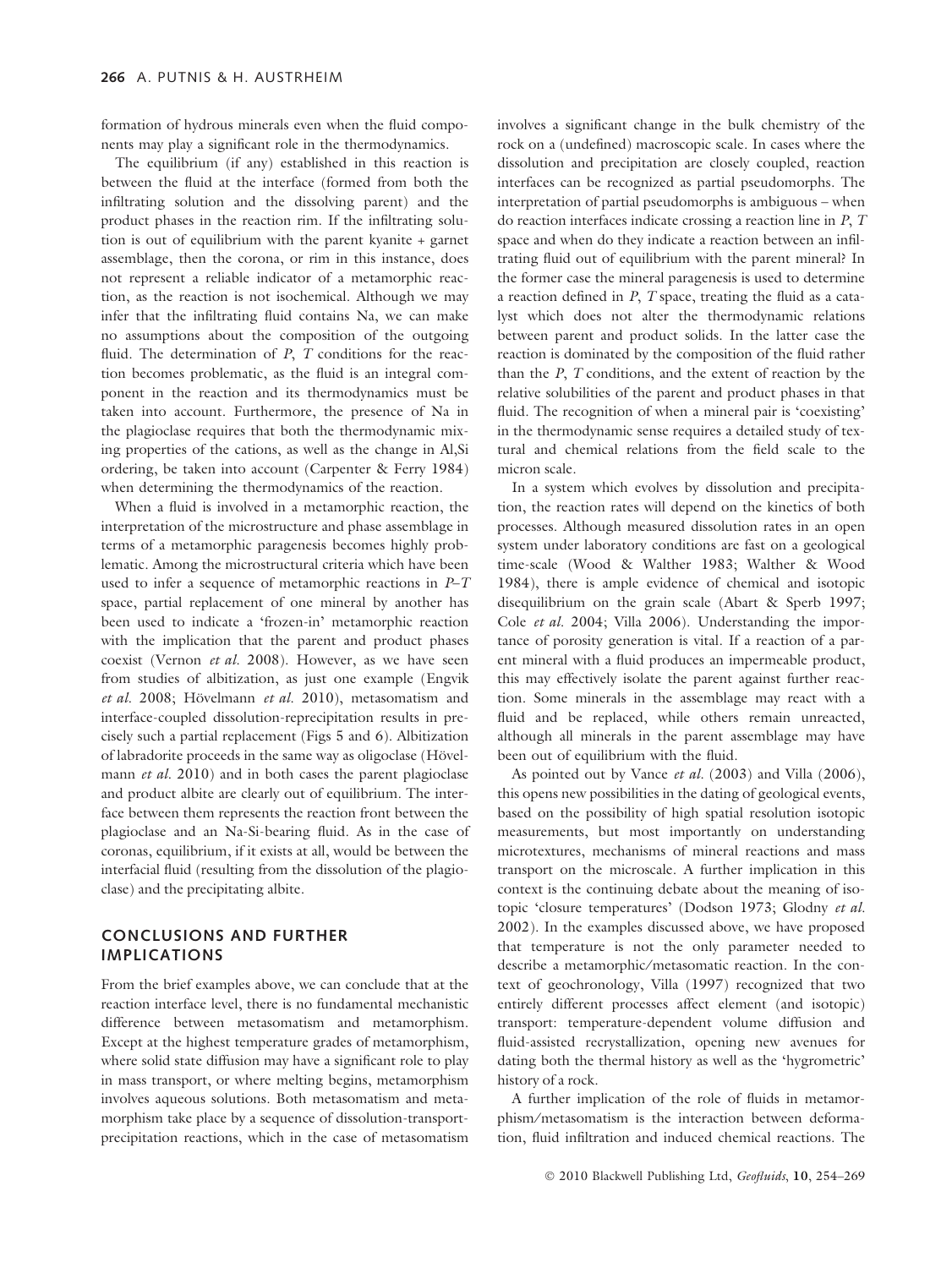formation of hydrous minerals even when the fluid components may play a significant role in the thermodynamics.

The equilibrium (if any) established in this reaction is between the fluid at the interface (formed from both the infiltrating solution and the dissolving parent) and the product phases in the reaction rim. If the infiltrating solution is out of equilibrium with the parent kyanite + garnet assemblage, then the corona, or rim in this instance, does not represent a reliable indicator of a metamorphic reaction, as the reaction is not isochemical. Although we may infer that the infiltrating fluid contains Na, we can make no assumptions about the composition of the outgoing fluid. The determination of *P*, *T* conditions for the reaction becomes problematic, as the fluid is an integral component in the reaction and its thermodynamics must be taken into account. Furthermore, the presence of Na in the plagioclase requires that both the thermodynamic mixing properties of the cations, as well as the change in Al,Si ordering, be taken into account (Carpenter & Ferry 1984) when determining the thermodynamics of the reaction.

When a fluid is involved in a metamorphic reaction, the interpretation of the microstructure and phase assemblage in terms of a metamorphic paragenesis becomes highly problematic. Among the microstructural criteria which have been used to infer a sequence of metamorphic reactions in *P–T* space, partial replacement of one mineral by another has been used to indicate a 'frozen-in' metamorphic reaction with the implication that the parent and product phases coexist (Vernon *et al.* 2008). However, as we have seen from studies of albitization, as just one example (Engvik *et al.* 2008; Hövelmann *et al.* 2010), metasomatism and interface-coupled dissolution-reprecipitation results in precisely such a partial replacement (Figs 5 and 6). Albitization of labradorite proceeds in the same way as oligoclase (Hövelmann *et al.* 2010) and in both cases the parent plagioclase and product albite are clearly out of equilibrium. The interface between them represents the reaction front between the plagioclase and an Na-Si-bearing fluid. As in the case of coronas, equilibrium, if it exists at all, would be between the interfacial fluid (resulting from the dissolution of the plagioclase) and the precipitating albite.

## CONCLUSIONS AND FURTHER IMPLICATIONS

From the brief examples above, we can conclude that at the reaction interface level, there is no fundamental mechanistic difference between metasomatism and metamorphism. Except at the highest temperature grades of metamorphism, where solid state diffusion may have a significant role to play in mass transport, or where melting begins, metamorphism involves aqueous solutions. Both metasomatism and metamorphism take place by a sequence of dissolution-transport-precipitation reactions, which in the case of metasomatism involves a significant change in the bulk chemistry of the rock on a (undefined) macroscopic scale. In cases where the dissolution and precipitation are closely coupled, reaction interfaces can be recognized as partial pseudomorphs. The interpretation of partial pseudomorphs is ambiguous – when do reaction interfaces indicate crossing a reaction line in *P*, *T* space and when do they indicate a reaction between an infiltrating fluid out of equilibrium with the parent mineral? In the former case the mineral paragenesis is used to determine a reaction defined in *P*, *T* space, treating the fluid as a catalyst which does not alter the thermodynamic relations between parent and product solids. In the latter case the reaction is dominated by the composition of the fluid rather than the *P*, *T* conditions, and the extent of reaction by the relative solubilities of the parent and product phases in that fluid. The recognition of when a mineral pair is 'coexisting' in the thermodynamic sense requires a detailed study of textural and chemical relations from the field scale to the micron scale.

In a system which evolves by dissolution and precipitation, the reaction rates will depend on the kinetics of both processes. Although measured dissolution rates in an open system under laboratory conditions are fast on a geological time-scale (Wood & Walther 1983; Walther & Wood 1984), there is ample evidence of chemical and isotopic disequilibrium on the grain scale (Abart & Sperb 1997; Cole *et al.* 2004; Villa 2006). Understanding the importance of porosity generation is vital. If a reaction of a parent mineral with a fluid produces an impermeable product, this may effectively isolate the parent against further reaction. Some minerals in the assemblage may react with a fluid and be replaced, while others remain unreacted, although all minerals in the parent assemblage may have been out of equilibrium with the fluid.

As pointed out by Vance *et al.* (2003) and Villa (2006), this opens new possibilities in the dating of geological events, based on the possibility of high spatial resolution isotopic measurements, but most importantly on understanding microtextures, mechanisms of mineral reactions and mass transport on the microscale. A further implication in this context is the continuing debate about the meaning of isotopic 'closure temperatures' (Dodson 1973; Glodny *et al.* 2002). In the examples discussed above, we have proposed that temperature is not the only parameter needed to describe a metamorphic/metasomatic reaction. In the context of geochronology, Villa (1997) recognized that two entirely different processes affect element (and isotopic) transport: temperature-dependent volume diffusion and fluid-assisted recrystallization, opening new avenues for dating both the thermal history as well as the 'hygrometric' history of a rock.

A further implication of the role of fluids in metamorphism/metasomatism is the interaction between deformation, fluid infiltration and induced chemical reactions. The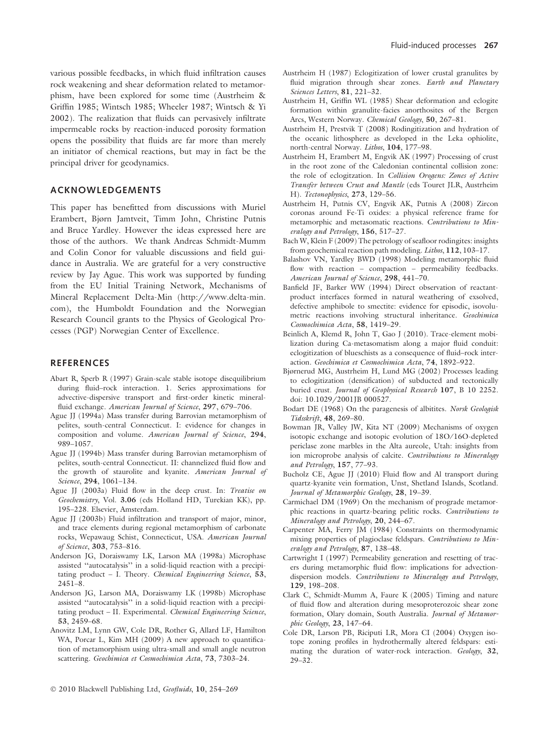various possible feedbacks, in which fluid infiltration causes rock weakening and shear deformation related to metamorphism, have been explored for some time (Austrheim & Griffin 1985; Wintsch 1985; Wheeler 1987; Wintsch & Yi 2002). The realization that fluids can pervasively infiltrate impermeable rocks by reaction-induced porosity formation opens the possibility that fluids are far more than merely an initiator of chemical reactions, but may in fact be the principal driver for geodynamics.

## ACKNOWLEDGEMENTS

This paper has benefitted from discussions with Muriel Erambert, Bjørn Jamtveit, Timm John, Christine Putnis and Bruce Yardley. However the ideas expressed here are those of the authors. We thank Andreas Schmidt-Mumm and Colin Conor for valuable discussions and field guidance in Australia. We are grateful for a very constructive review by Jay Ague. This work was supported by funding from the EU Initial Training Network, Mechanisms of Mineral Replacement Delta-Min (http://www.delta-min.com), the Humboldt Foundation and the Norwegian Research Council grants to the Physics of Geological Processes (PGP) Norwegian Center of Excellence.

## REFERENCES

Abart R, Sperb R (1997) Grain-scale stable isotope disequilibrium during fluid–rock interaction. 1. Series approximations for advective-dispersive transport and first-order kinetic mineral-fluid exchange. *American Journal of Science*, **297**, 679–706.

Ague JJ (1994a) Mass transfer during Barrovian metamorphism of pelites, south-central Connecticut. I: evidence for changes in composition and volume. *American Journal of Science*, **294**, 989–1057.

Ague JJ (1994b) Mass transfer during Barrovian metamorphism of pelites, south-central Connecticut. II: channelized fluid flow and the growth of staurolite and kyanite. *American Journal of Science*, **294**, 1061–134.

Ague JJ (2003a) Fluid flow in the deep crust. In: *Treatise on Geochemistry*, Vol. **3.06** (eds Holland HD, Turekian KK), pp. 195–228. Elsevier, Amsterdam.

Ague JJ (2003b) Fluid infiltration and transport of major, minor, and trace elements during regional metamorphism of carbonate rocks, Wepawaug Schist, Connecticut, USA. *American Journal of Science*, **303**, 753–816.

Anderson JG, Doraiswamy LK, Larson MA (1998a) Microphase assisted ''autocatalysis'' in a solid-liquid reaction with a precipitating product – I. Theory. *Chemical Engineering Science*, **53**, 2451–8.

Anderson JG, Larson MA, Doraiswamy LK (1998b) Microphase assisted ''autocatalysis'' in a solid-liquid reaction with a precipitating product – II. Experimental. *Chemical Engineering Science*, **53**, 2459–68.

Anovitz LM, Lynn GW, Cole DR, Rother G, Allard LF, Hamilton WA, Porcar L, Kim MH (2009) A new approach to quantification of metamorphism using ultra-small and small angle neutron scattering. *Geochimica et Cosmochimica Acta*, **73**, 7303–24.

Austrheim H (1987) Eclogitization of lower crustal granulites by fluid migration through shear zones. *Earth and Planetary Sciences Letters*, **81**, 221–32.

Austrheim H, Griffin WL (1985) Shear deformation and eclogite formation within granulite-facies anorthosites of the Bergen Arcs, Western Norway. *Chemical Geology*, **50**, 267–81.

Austrheim H, Prestvik T (2008) Rodingitization and hydration of the oceanic lithosphere as developed in the Leka ophiolite, north-central Norway. *Lithos*, **104**, 177–98.

Austrheim H, Erambert M, Engvik AK (1997) Processing of crust in the root zone of the Caledonian continental collision zone: the role of eclogitzation. In *Collision Orogens: Zones of Active Transfer between Crust and Mantle* (eds Touret JLR, Austrheim H). *Tectonophysics*, **273**, 129–56.

Austrheim H, Putnis CV, Engvik AK, Putnis A (2008) Zircon coronas around Fe-Ti oxides: a physical reference frame for metamorphic and metasomatic reactions. *Contributions to Mineralogy and Petrology*, **156**, 517–27.

Bach W, Klein F (2009) The petrology of seafloor rodingites: insights from geochemical reaction path modeling. *Lithos*, **112**, 103–17.

Balashov VN, Yardley BWD (1998) Modeling metamorphic fluid flow with reaction – compaction – permeability feedbacks. *American Journal of Science*, **298**, 441–70.

Banfield JF, Barker WW (1994) Direct observation of reactant-product interfaces formed in natural weathering of exsolved, defective amphibole to smectite: evidence for episodic, isovolumetric reactions involving structural inheritance. *Geochimica Cosmochimica Acta*, **58**, 1419–29.

Beinlich A, Klemd R, John T, Gao J (2010). Trace-element mobilization during Ca-metasomatism along a major fluid conduit: eclogitization of blueschists as a consequence of fluid–rock interaction. *Geochimica et Cosmochimica Acta*, **74**, 1892–922.

Bjørnerud MG, Austrheim H, Lund MG (2002) Processes leading to eclogitization (densification) of subducted and tectonically buried crust. *Journal of Geophysical Research* **107**, B 10 2252. doi: 10.1029/2001JB 000527.

Bodart DE (1968) On the paragenesis of albitites. *Norsk Geologisk Tidsskrift*, **48**, 269–80.

Bowman JR, Valley JW, Kita NT (2009) Mechanisms of oxygen isotopic exchange and isotopic evolution of 18O/16O-depleted periclase zone marbles in the Alta aureole, Utah: insights from ion microprobe analysis of calcite. *Contributions to Mineralogy and Petrology*, **157**, 77–93.

Bucholz CE, Ague JJ (2010) Fluid flow and Al transport during quartz-kyanite vein formation, Unst, Shetland Islands, Scotland. *Journal of Metamorphic Geology*, **28**, 19–39.

Carmichael DM (1969) On the mechanism of prograde metamorphic reactions in quartz-bearing pelitic rocks. *Contributions to Mineralogy and Petrology*, **20**, 244–67.

Carpenter MA, Ferry JM (1984) Constraints on thermodynamic mixing properties of plagioclase feldspars. *Contributions to Mineralogy and Petrology*, **87**, 138–48.

Cartwright I (1997) Permeability generation and resetting of tracers during metamorphic fluid flow: implications for advection-dispersion models. *Contributions to Mineralogy and Petrology*, **129**, 198–208.

Clark C, Schmidt-Mumm A, Faure K (2005) Timing and nature of fluid flow and alteration during mesoproterozoic shear zone formation, Olary domain, South Australia. *Journal of Metamorphic Geology*, **23**, 147–64.

Cole DR, Larson PB, Riciputi LR, Mora CI (2004) Oxygen isotope zoning profiles in hydrothermally altered feldspars: estimating the duration of water-rock interaction. *Geology*, **32**, 29–32.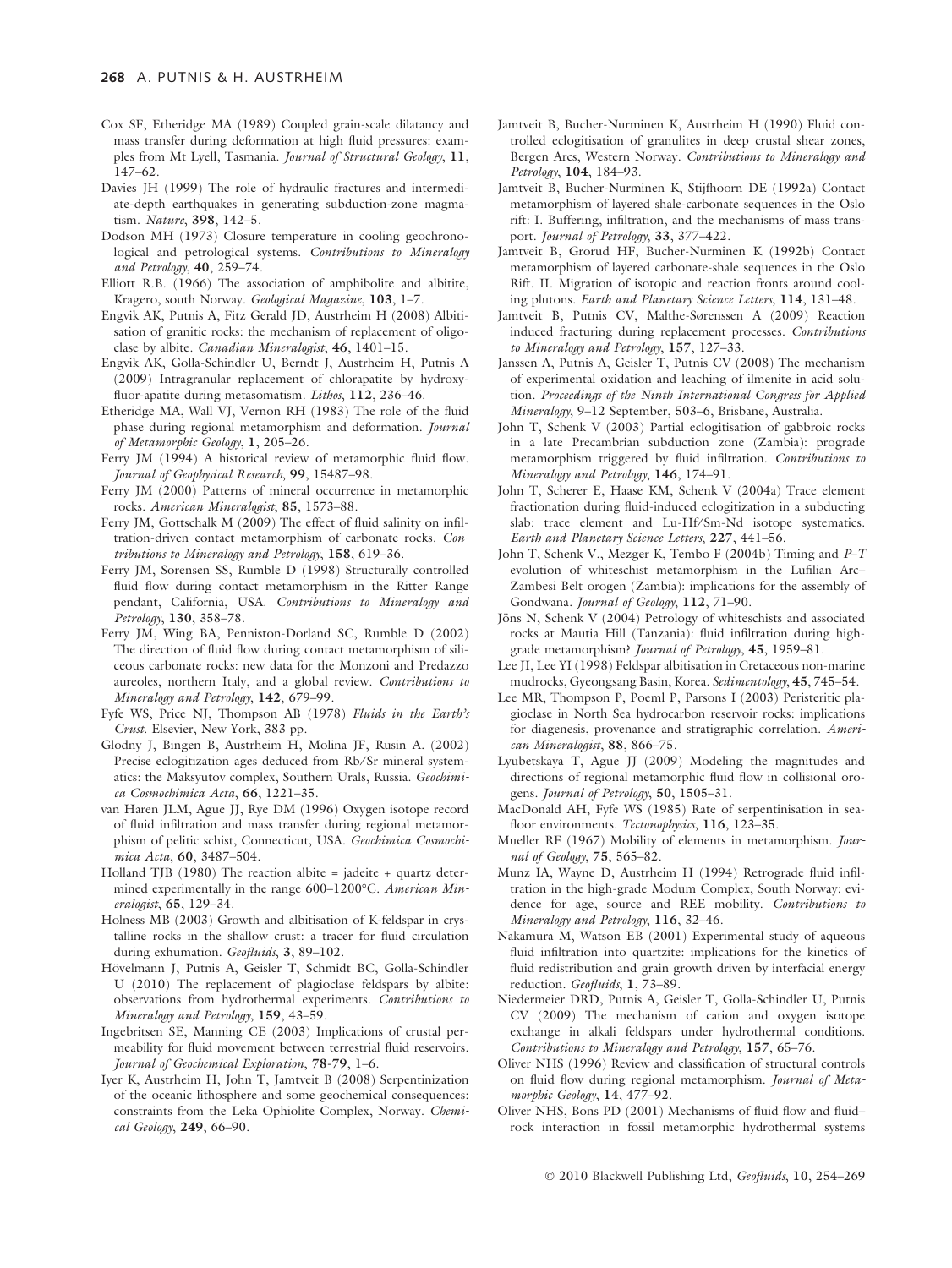Cox SF, Etheridge MA (1989) Coupled grain-scale dilatancy and mass transfer during deformation at high fluid pressures: examples from Mt Lyell, Tasmania. *Journal of Structural Geology*, **11**, 147–62.

Davies JH (1999) The role of hydraulic fractures and intermediate-depth earthquakes in generating subduction-zone magmatism. *Nature*, **398**, 142–5.

Dodson MH (1973) Closure temperature in cooling geochronological and petrological systems. *Contributions to Mineralogy and Petrology*, **40**, 259–74.

Elliott R.B. (1966) The association of amphibolite and albitite, Kragero, south Norway. *Geological Magazine*, **103**, 1–7.

Engvik AK, Putnis A, Fitz Gerald JD, Austrheim H (2008) Albitisation of granitic rocks: the mechanism of replacement of oligoclase by albite. *Canadian Mineralogist*, **46**, 1401–15.

Engvik AK, Golla-Schindler U, Berndt J, Austrheim H, Putnis A (2009) Intragranular replacement of chlorapatite by hydroxy-fluor-apatite during metasomatism. *Lithos*, **112**, 236–46.

Etheridge MA, Wall VJ, Vernon RH (1983) The role of the fluid phase during regional metamorphism and deformation. *Journal of Metamorphic Geology*, **1**, 205–26.

Ferry JM (1994) A historical review of metamorphic fluid flow. *Journal of Geophysical Research*, **99**, 15487–98.

Ferry JM (2000) Patterns of mineral occurrence in metamorphic rocks. *American Mineralogist*, **85**, 1573–88.

Ferry JM, Gottschalk M (2009) The effect of fluid salinity on infiltration-driven contact metamorphism of carbonate rocks. *Contributions to Mineralogy and Petrology*, **158**, 619–36.

Ferry JM, Sorensen SS, Rumble D (1998) Structurally controlled fluid flow during contact metamorphism in the Ritter Range pendant, California, USA. *Contributions to Mineralogy and Petrology*, **130**, 358–78.

Ferry JM, Wing BA, Penniston-Dorland SC, Rumble D (2002) The direction of fluid flow during contact metamorphism of siliceous carbonate rocks: new data for the Monzoni and Predazzo aureoles, northern Italy, and a global review. *Contributions to Mineralogy and Petrology*, **142**, 679–99.

Fyfe WS, Price NJ, Thompson AB (1978) *Fluids in the Earth's Crust*. Elsevier, New York, 383 pp.

Glodny J, Bingen B, Austrheim H, Molina JF, Rusin A. (2002) Precise eclogitization ages deduced from Rb/Sr mineral systematics: the Maksyutov complex, Southern Urals, Russia. *Geochimica Cosmochimica Acta*, **66**, 1221–35.

van Haren JLM, Ague JJ, Rye DM (1996) Oxygen isotope record of fluid infiltration and mass transfer during regional metamorphism of pelitic schist, Connecticut, USA. *Geochimica Cosmochimica Acta*, **60**, 3487–504.

Holland TJB (1980) The reaction albite = jadeite + quartz determined experimentally in the range 600–1200°C. *American Mineralogist*, **65**, 129–34.

Holness MB (2003) Growth and albitisation of K-feldspar in crystalline rocks in the shallow crust: a tracer for fluid circulation during exhumation. *Geofluids*, **3**, 89–102.

Hövelmann J, Putnis A, Geisler T, Schmidt BC, Golla-Schindler U (2010) The replacement of plagioclase feldspars by albite: observations from hydrothermal experiments. *Contributions to Mineralogy and Petrology*, **159**, 43–59.

Ingebritsen SE, Manning CE (2003) Implications of crustal permeability for fluid movement between terrestrial fluid reservoirs. *Journal of Geochemical Exploration*, **78-79**, 1–6.

Iyer K, Austrheim H, John T, Jamtveit B (2008) Serpentinization of the oceanic lithosphere and some geochemical consequences: constraints from the Leka Ophiolite Complex, Norway. *Chemical Geology*, **249**, 66–90.

Jamtveit B, Bucher-Nurminen K, Austrheim H (1990) Fluid controlled eclogitisation of granulites in deep crustal shear zones, Bergen Arcs, Western Norway. *Contributions to Mineralogy and Petrology*, **104**, 184–93.

Jamtveit B, Bucher-Nurminen K, Stijfhoorn DE (1992a) Contact metamorphism of layered shale-carbonate sequences in the Oslo rift: I. Buffering, infiltration, and the mechanisms of mass transport. *Journal of Petrology*, **33**, 377–422.

Jamtveit B, Grorud HF, Bucher-Nurminen K (1992b) Contact metamorphism of layered carbonate-shale sequences in the Oslo Rift. II. Migration of isotopic and reaction fronts around cooling plutons. *Earth and Planetary Science Letters*, **114**, 131–48.

Jamtveit B, Putnis CV, Malthe-Sørenssen A (2009) Reaction induced fracturing during replacement processes. *Contributions to Mineralogy and Petrology*, **157**, 127–33.

Janssen A, Putnis A, Geisler T, Putnis CV (2008) The mechanism of experimental oxidation and leaching of ilmenite in acid solution. *Proceedings of the Ninth International Congress for Applied Mineralogy*, 9–12 September, 503–6, Brisbane, Australia.

John T, Schenk V (2003) Partial eclogitisation of gabbroic rocks in a late Precambrian subduction zone (Zambia): prograde metamorphism triggered by fluid infiltration. *Contributions to Mineralogy and Petrology*, **146**, 174–91.

John T, Scherer E, Haase KM, Schenk V (2004a) Trace element fractionation during fluid-induced eclogitization in a subducting slab: trace element and Lu-Hf/Sm-Nd isotope systematics. *Earth and Planetary Science Letters*, **227**, 441–56.

John T, Schenk V., Mezger K, Tembo F (2004b) Timing and *P–T* evolution of whiteschist metamorphism in the Lufilian Arc–Zambesi Belt orogen (Zambia): implications for the assembly of Gondwana. *Journal of Geology*, **112**, 71–90.

Jöns N, Schenk V (2004) Petrology of whiteschists and associated rocks at Mautia Hill (Tanzania): fluid infiltration during high-grade metamorphism? *Journal of Petrology*, **45**, 1959–81.

Lee JI, Lee YI (1998) Feldspar albitisation in Cretaceous non-marine mudrocks, Gyeongsang Basin, Korea. *Sedimentology*, **45**, 745–54.

Lee MR, Thompson P, Poeml P, Parsons I (2003) Peristeritic plagioclase in North Sea hydrocarbon reservoir rocks: implications for diagenesis, provenance and stratigraphic correlation. *American Mineralogist*, **88**, 866–75.

Lyubetskaya T, Ague JJ (2009) Modeling the magnitudes and directions of regional metamorphic fluid flow in collisional orogens. *Journal of Petrology*, **50**, 1505–31.

MacDonald AH, Fyfe WS (1985) Rate of serpentinisation in seafloor environments. *Tectonophysics*, **116**, 123–35.

Mueller RF (1967) Mobility of elements in metamorphism. *Journal of Geology*, **75**, 565–82.

Munz IA, Wayne D, Austrheim H (1994) Retrograde fluid infiltration in the high-grade Modum Complex, South Norway: evidence for age, source and REE mobility. *Contributions to Mineralogy and Petrology*, **116**, 32–46.

Nakamura M, Watson EB (2001) Experimental study of aqueous fluid infiltration into quartzite: implications for the kinetics of fluid redistribution and grain growth driven by interfacial energy reduction. *Geofluids*, **1**, 73–89.

Niedermeier DRD, Putnis A, Geisler T, Golla-Schindler U, Putnis CV (2009) The mechanism of cation and oxygen isotope exchange in alkali feldspars under hydrothermal conditions. *Contributions to Mineralogy and Petrology*, **157**, 65–76.

Oliver NHS (1996) Review and classification of structural controls on fluid flow during regional metamorphism. *Journal of Metamorphic Geology*, **14**, 477–92.

Oliver NHS, Bons PD (2001) Mechanisms of fluid flow and fluid–rock interaction in fossil metamorphic hydrothermal systems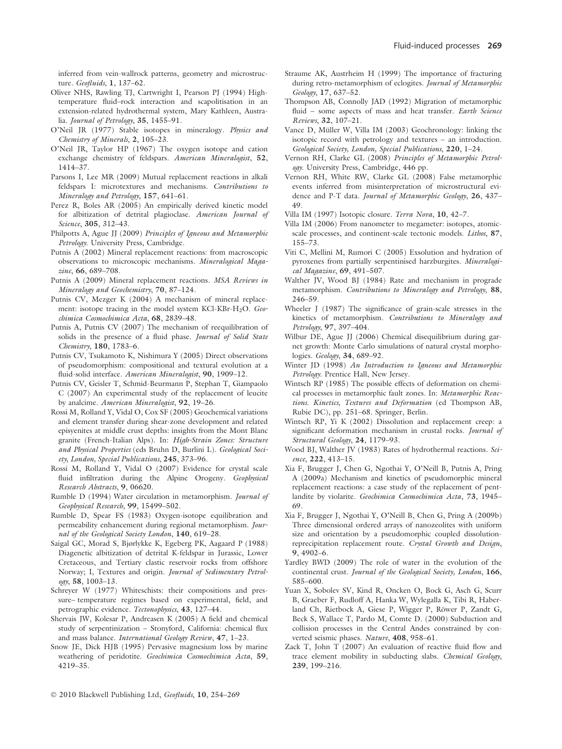inferred from vein-wallrock patterns, geometry and microstructure. *Geofluids*, **1**, 137–62.

Oliver NHS, Rawling TJ, Cartwright I, Pearson PJ (1994) High-temperature fluid–rock interaction and scapolitisation in an extension-related hydrothermal system, Mary Kathleen, Australia. *Journal of Petrology*, **35**, 1455–91.

O'Neil JR (1977) Stable isotopes in mineralogy. *Physics and Chemistry of Minerals*, **2**, 105–23.

O'Neil JR, Taylor HP (1967) The oxygen isotope and cation exchange chemistry of feldspars. *American Mineralogist*, **52**, 1414–37.

Parsons I, Lee MR (2009) Mutual replacement reactions in alkali feldspars I: microtextures and mechanisms. *Contributions to Mineralogy and Petrology*, **157**, 641–61.

Perez R, Boles AR (2005) An empirically derived kinetic model for albitization of detrital plagioclase. *American Journal of Science*, **305**, 312–43.

Philpotts A, Ague JJ (2009) *Principles of Igneous and Metamorphic Petrology*. University Press, Cambridge.

Putnis A (2002) Mineral replacement reactions: from macroscopic observations to microscopic mechanisms. *Mineralogical Magazine*, **66**, 689–708.

Putnis A (2009) Mineral replacement reactions. *MSA Reviews in Mineralogy and Geochemistry*, **70**, 87–124.

Putnis CV, Mezger K (2004) A mechanism of mineral replacement: isotope tracing in the model system KCl-KBr-$H_2O$. *Geochimica Cosmochimica Acta*, **68**, 2839–48.

Putnis A, Putnis CV (2007) The mechanism of reequilibration of solids in the presence of a fluid phase. *Journal of Solid State Chemistry*, **180**, 1783–6.

Putnis CV, Tsukamoto K, Nishimura Y (2005) Direct observations of pseudomorphism: compositional and textural evolution at a fluid-solid interface. *American Mineralogist*, **90**, 1909–12.

Putnis CV, Geisler T, Schmid-Beurmann P, Stephan T, Giampaolo C (2007) An experimental study of the replacement of leucite by analcime. *American Mineralogist*, **92**, 19–26.

Rossi M, Rolland Y, Vidal O, Cox SF (2005) Geochemical variations and element transfer during shear-zone development and related episyenites at middle crust depths: insights from the Mont Blanc granite (French-Italian Alps). In: *High-Strain Zones: Structure and Physical Properties* (eds Bruhn D, Burlini L). *Geological Society, London, Special Publications*, **245**, 373–96.

Rossi M, Rolland Y, Vidal O (2007) Evidence for crystal scale fluid infiltration during the Alpine Orogeny. *Geophysical Research Abstracts*, **9**, 06620.

Rumble D (1994) Water circulation in metamorphism. *Journal of Geophysical Research*, **99**, 15499–502.

Rumble D, Spear FS (1983) Oxygen-isotope equilibration and permeability enhancement during regional metamorphism. *Journal of the Geological Society London*, **140**, 619–28.

Saigal GC, Morad S, Bjørlykke K, Egeberg PK, Aagaard P (1988) Diagenetic albitization of detrital K-feldspar in Jurassic, Lower Cretaceous, and Tertiary clastic reservoir rocks from offshore Norway; I, Textures and origin. *Journal of Sedimentary Petrology*, **58**, 1003–13.

Schreyer W (1977) Whiteschists: their compositions and pressure– temperature regimes based on experimental, field, and petrographic evidence. *Tectonophysics*, **43**, 127–44.

Shervais JW, Kolesar P, Andreasen K (2005) A field and chemical study of serpentinization – Stonyford, California: chemical flux and mass balance. *International Geology Review*, **47**, 1–23.

Snow JE, Dick HJB (1995) Pervasive magnesium loss by marine weathering of peridotite. *Geochimica Cosmochimica Acta*, **59**, 4219–35.

Straume AK, Austrheim H (1999) The importance of fracturing during retro-metamorphism of eclogites. *Journal of Metamorphic Geology*, **17**, 637–52.

Thompson AB, Connolly JAD (1992) Migration of metamorphic fluid – some aspects of mass and heat transfer. *Earth Science Reviews*, **32**, 107–21.

Vance D, Müller W, Villa IM (2003) Geochronology: linking the isotopic record with petrology and textures – an introduction. *Geological Society, London, Special Publications*, **220**, 1–24.

Vernon RH, Clarke GL (2008) *Principles of Metamorphic Petrology*. University Press, Cambridge, 446 pp.

Vernon RH, White RW, Clarke GL (2008) False metamorphic events inferred from misinterpretation of microstructural evidence and P-T data. *Journal of Metamorphic Geology*, **26**, 437–49.

Villa IM (1997) Isotopic closure. *Terra Nova*, **10**, 42–7.

Villa IM (2006) From nanometer to megameter: isotopes, atomic-scale processes, and continent-scale tectonic models. *Lithos*, **87**, 155–73.

Viti C, Mellini M, Rumori C (2005) Exsolution and hydration of pyroxenes from partially serpentinised harzburgites. *Mineralogical Magazine*, **69**, 491–507.

Walther JV, Wood BJ (1984) Rate and mechanism in prograde metamorphism. *Contributions to Mineralogy and Petrology*, **88**, 246–59.

Wheeler J (1987) The significance of grain-scale stresses in the kinetics of metamorphism. *Contributions to Mineralogy and Petrology*, **97**, 397–404.

Wilbur DE, Ague JJ (2006) Chemical disequilibrium during garnet growth: Monte Carlo simulations of natural crystal morphologies. *Geology*, **34**, 689–92.

Winter JD (1998) *An Introduction to Igneous and Metamorphic Petrology*. Prentice Hall, New Jersey.

Wintsch RP (1985) The possible effects of deformation on chemical processes in metamorphic fault zones. In: *Metamorphic Reactions. Kinetics, Textures and Deformation* (ed Thompson AB, Rubie DC), pp. 251–68. Springer, Berlin.

Wintsch RP, Yi K (2002) Dissolution and replacement creep: a significant deformation mechanism in crustal rocks. *Journal of Structural Geology*, **24**, 1179–93.

Wood BJ, Walther JV (1983) Rates of hydrothermal reactions. *Science*, **222**, 413–15.

Xia F, Brugger J, Chen G, Ngothai Y, O'Neill B, Putnis A, Pring A (2009a) Mechanism and kinetics of pseudomorphic mineral replacement reactions: a case study of the replacement of pentlandite by violarite. *Geochimica Cosmochimica Acta*, **73**, 1945–69.

Xia F, Brugger J, Ngothai Y, O'Neill B, Chen G, Pring A (2009b) Three dimensional ordered arrays of nanozeolites with uniform size and orientation by a pseudomorphic coupled dissolution-reprecipitation replacement route. *Crystal Growth and Design*, **9**, 4902–6.

Yardley BWD (2009) The role of water in the evolution of the continental crust. *Journal of the Geological Society, London*, **166**, 585–600.

Yuan X, Sobolev SV, Kind R, Oncken O, Bock G, Asch G, Scurr B, Graeber F, Rudloff A, Hanka W, Wylegalla K, Tibi R, Haberland Ch, Rietbock A, Giese P, Wigger P, Röwer P, Zandt G, Beck S, Wallace T, Pardo M, Comte D. (2000) Subduction and collision processes in the Central Andes constrained by converted seismic phases. *Nature*, **408**, 958–61.

Zack T, John T (2007) An evaluation of reactive fluid flow and trace element mobility in subducting slabs. *Chemical Geology*, **239**, 199–216.